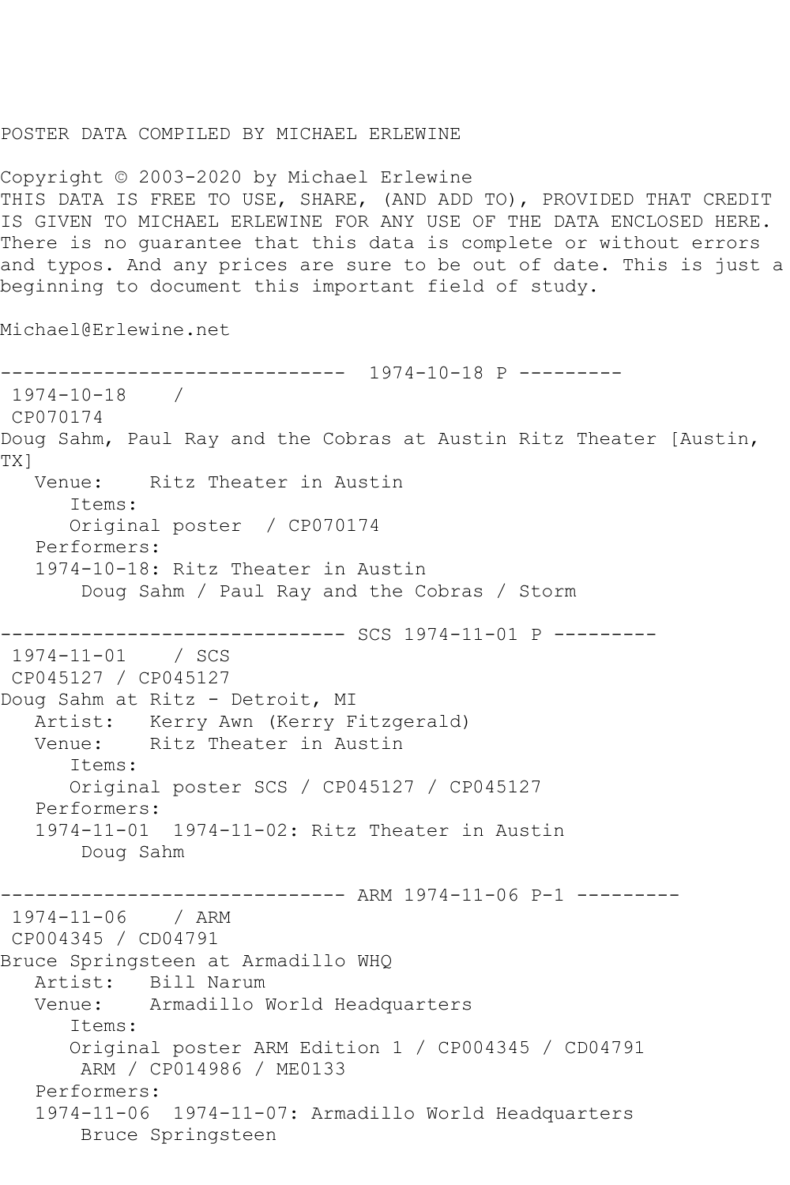POSTER DATA COMPILED BY MICHAEL ERLEWINE

Copyright © 2003-2020 by Michael Erlewine
THIS DATA IS FREE TO USE, SHARE, (AND ADD TO), PROVIDED THAT CREDIT IS GIVEN TO MICHAEL ERLEWINE FOR ANY USE OF THE DATA ENCLOSED HERE. There is no guarantee that this data is complete or without errors and typos. And any prices are sure to be out of date. This is just a beginning to document this important field of study.

Michael@Erlewine.net

```
------------------------------  1974-10-18 P ---------
 1974-10-18    /
 CP070174
Doug Sahm, Paul Ray and the Cobras at Austin Ritz Theater [Austin, TX]
   Venue:    Ritz Theater in Austin
      Items:
      Original poster  / CP070174
   Performers:
   1974-10-18: Ritz Theater in Austin
       Doug Sahm / Paul Ray and the Cobras / Storm

------------------------------ SCS 1974-11-01 P ---------
 1974-11-01    / SCS
 CP045127 / CP045127
Doug Sahm at Ritz - Detroit, MI
   Artist:   Kerry Awn (Kerry Fitzgerald)
   Venue:    Ritz Theater in Austin
      Items:
      Original poster SCS / CP045127 / CP045127
   Performers:
   1974-11-01  1974-11-02: Ritz Theater in Austin
       Doug Sahm

------------------------------ ARM 1974-11-06 P-1 ---------
 1974-11-06    / ARM
 CP004345 / CD04791
Bruce Springsteen at Armadillo WHQ
   Artist:   Bill Narum
   Venue:    Armadillo World Headquarters
      Items:
      Original poster ARM Edition 1 / CP004345 / CD04791
       ARM / CP014986 / ME0133
   Performers:
   1974-11-06  1974-11-07: Armadillo World Headquarters
       Bruce Springsteen
```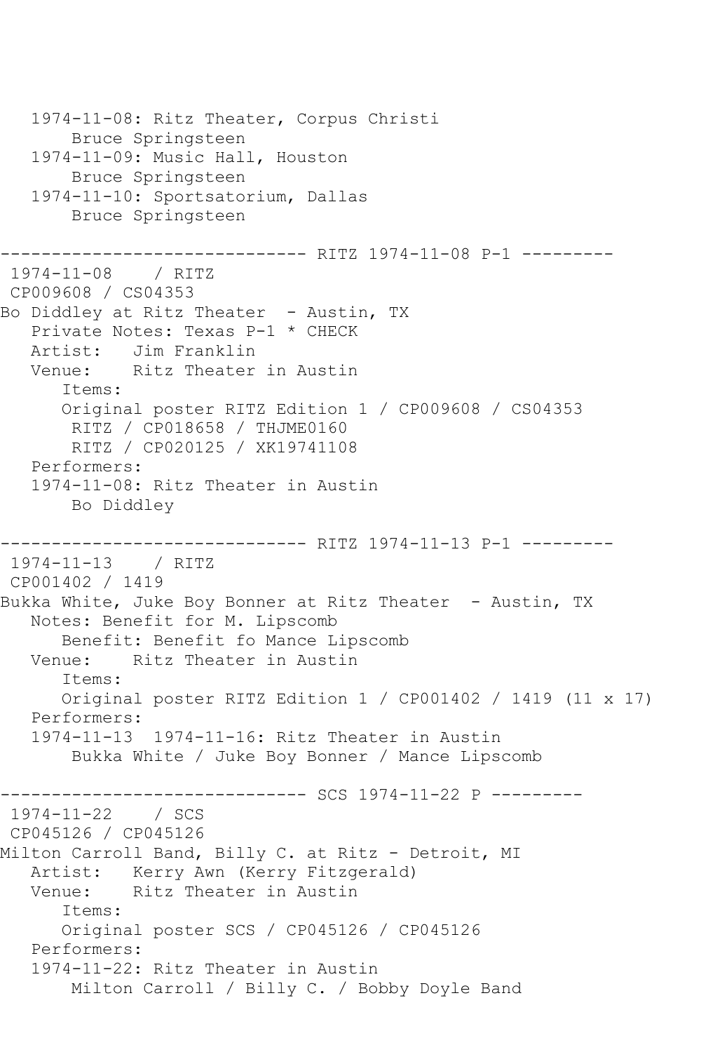```
   1974-11-08: Ritz Theater, Corpus Christi
       Bruce Springsteen
   1974-11-09: Music Hall, Houston
       Bruce Springsteen
   1974-11-10: Sportsatorium, Dallas
       Bruce Springsteen

------------------------------ RITZ 1974-11-08 P-1 ---------
 1974-11-08    / RITZ
 CP009608 / CS04353
Bo Diddley at Ritz Theater  - Austin, TX
   Private Notes: Texas P-1 * CHECK
   Artist:   Jim Franklin
   Venue:    Ritz Theater in Austin
      Items:
      Original poster RITZ Edition 1 / CP009608 / CS04353
       RITZ / CP018658 / THJME0160
       RITZ / CP020125 / XK19741108
   Performers:
   1974-11-08: Ritz Theater in Austin
       Bo Diddley

------------------------------ RITZ 1974-11-13 P-1 ---------
 1974-11-13    / RITZ
 CP001402 / 1419
Bukka White, Juke Boy Bonner at Ritz Theater  - Austin, TX
   Notes: Benefit for M. Lipscomb
      Benefit: Benefit fo Mance Lipscomb
   Venue:    Ritz Theater in Austin
      Items:
      Original poster RITZ Edition 1 / CP001402 / 1419 (11 x 17)
   Performers:
   1974-11-13  1974-11-16: Ritz Theater in Austin
       Bukka White / Juke Boy Bonner / Mance Lipscomb

------------------------------ SCS 1974-11-22 P ---------
 1974-11-22    / SCS
 CP045126 / CP045126
Milton Carroll Band, Billy C. at Ritz - Detroit, MI
   Artist:   Kerry Awn (Kerry Fitzgerald)
   Venue:    Ritz Theater in Austin
      Items:
      Original poster SCS / CP045126 / CP045126
   Performers:
   1974-11-22: Ritz Theater in Austin
       Milton Carroll / Billy C. / Bobby Doyle Band
```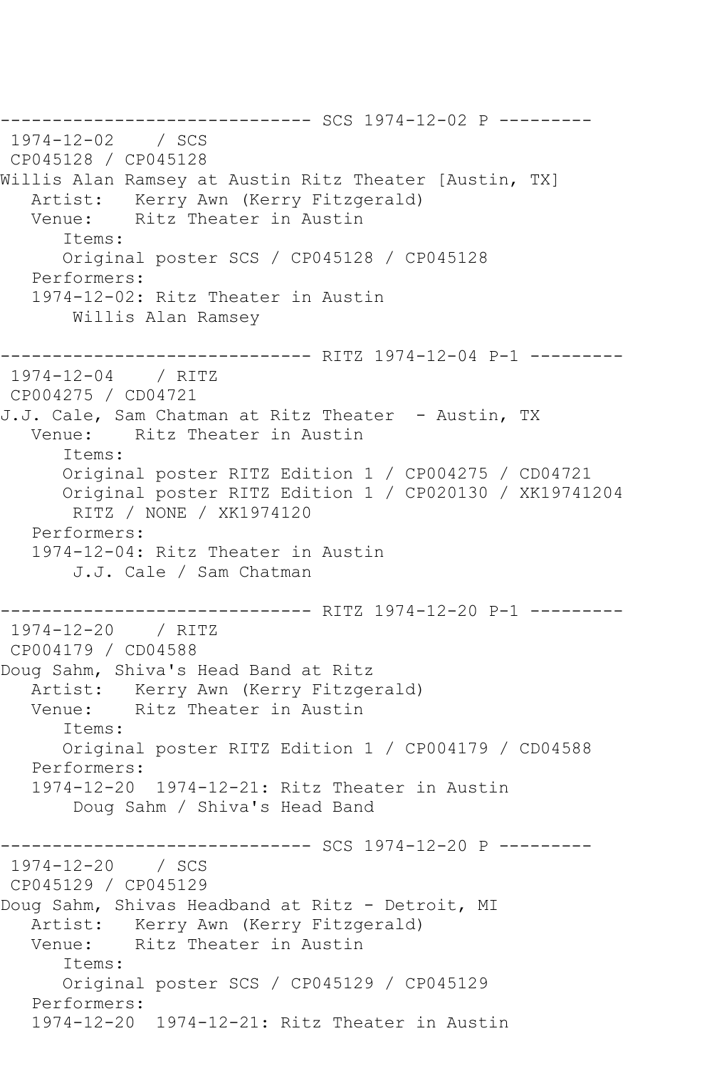```
------------------------------ SCS 1974-12-02 P ---------
 1974-12-02    / SCS
 CP045128 / CP045128
Willis Alan Ramsey at Austin Ritz Theater [Austin, TX]
   Artist:   Kerry Awn (Kerry Fitzgerald)
   Venue:    Ritz Theater in Austin
      Items:
      Original poster SCS / CP045128 / CP045128
   Performers:
   1974-12-02: Ritz Theater in Austin
       Willis Alan Ramsey

------------------------------ RITZ 1974-12-04 P-1 ---------
 1974-12-04    / RITZ
 CP004275 / CD04721
J.J. Cale, Sam Chatman at Ritz Theater  - Austin, TX
   Venue:    Ritz Theater in Austin
      Items:
      Original poster RITZ Edition 1 / CP004275 / CD04721
      Original poster RITZ Edition 1 / CP020130 / XK19741204
       RITZ / NONE / XK1974120
   Performers:
   1974-12-04: Ritz Theater in Austin
       J.J. Cale / Sam Chatman

------------------------------ RITZ 1974-12-20 P-1 ---------
 1974-12-20    / RITZ
 CP004179 / CD04588
Doug Sahm, Shiva's Head Band at Ritz
   Artist:   Kerry Awn (Kerry Fitzgerald)
   Venue:    Ritz Theater in Austin
      Items:
      Original poster RITZ Edition 1 / CP004179 / CD04588
   Performers:
   1974-12-20  1974-12-21: Ritz Theater in Austin
       Doug Sahm / Shiva's Head Band

------------------------------ SCS 1974-12-20 P ---------
 1974-12-20    / SCS
 CP045129 / CP045129
Doug Sahm, Shivas Headband at Ritz - Detroit, MI
   Artist:   Kerry Awn (Kerry Fitzgerald)
   Venue:    Ritz Theater in Austin
      Items:
      Original poster SCS / CP045129 / CP045129
   Performers:
   1974-12-20  1974-12-21: Ritz Theater in Austin
```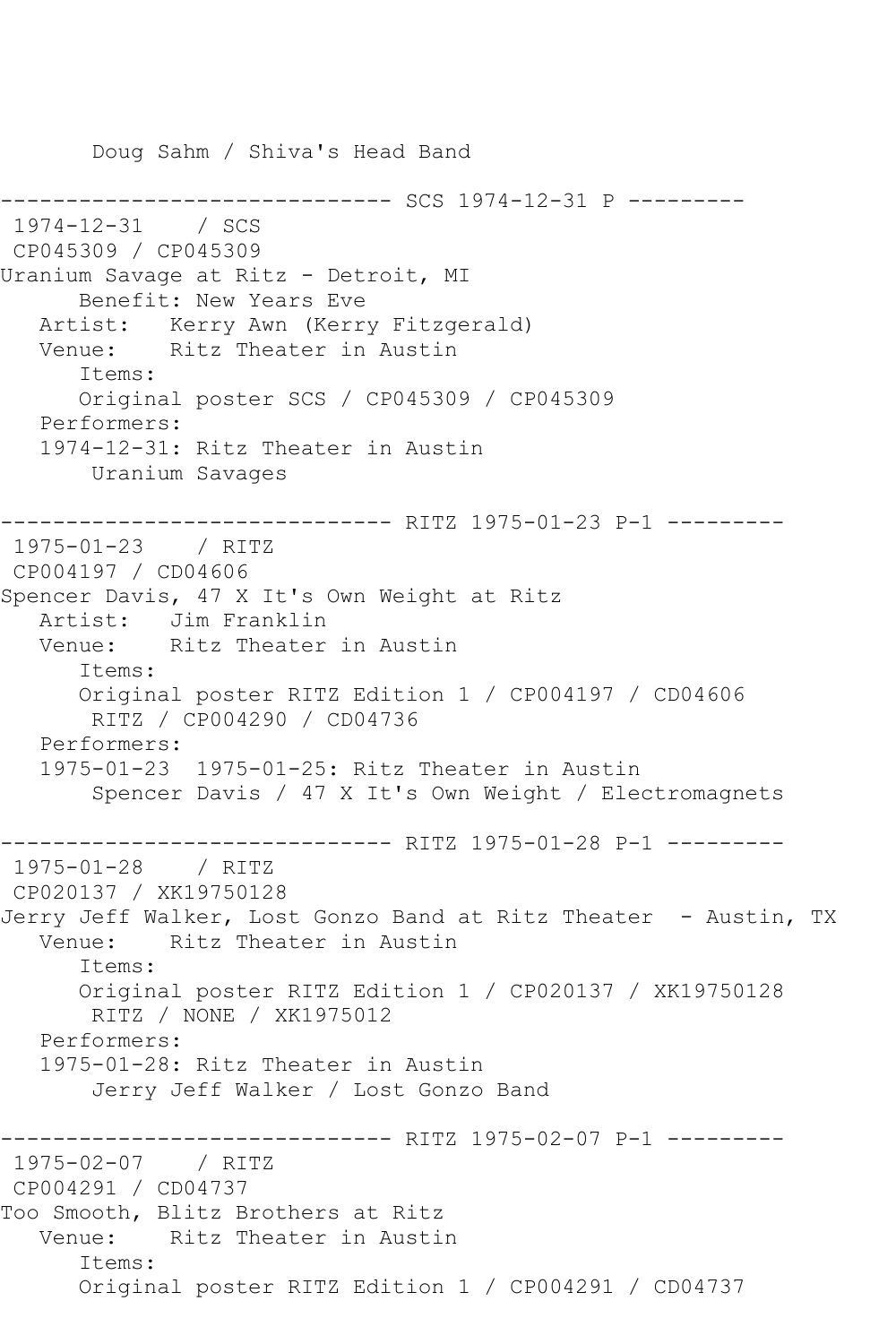```
       Doug Sahm / Shiva's Head Band

------------------------------ SCS 1974-12-31 P ---------
 1974-12-31    / SCS
 CP045309 / CP045309
Uranium Savage at Ritz - Detroit, MI
      Benefit: New Years Eve
   Artist:   Kerry Awn (Kerry Fitzgerald)
   Venue:    Ritz Theater in Austin
      Items:
      Original poster SCS / CP045309 / CP045309
   Performers:
   1974-12-31: Ritz Theater in Austin
       Uranium Savages

------------------------------ RITZ 1975-01-23 P-1 ---------
 1975-01-23    / RITZ
 CP004197 / CD04606
Spencer Davis, 47 X It's Own Weight at Ritz
   Artist:   Jim Franklin
   Venue:    Ritz Theater in Austin
      Items:
      Original poster RITZ Edition 1 / CP004197 / CD04606
       RITZ / CP004290 / CD04736
   Performers:
   1975-01-23  1975-01-25: Ritz Theater in Austin
       Spencer Davis / 47 X It's Own Weight / Electromagnets

------------------------------ RITZ 1975-01-28 P-1 ---------
 1975-01-28    / RITZ
 CP020137 / XK19750128
Jerry Jeff Walker, Lost Gonzo Band at Ritz Theater  - Austin, TX
   Venue:    Ritz Theater in Austin
      Items:
      Original poster RITZ Edition 1 / CP020137 / XK19750128
       RITZ / NONE / XK1975012
   Performers:
   1975-01-28: Ritz Theater in Austin
       Jerry Jeff Walker / Lost Gonzo Band

------------------------------ RITZ 1975-02-07 P-1 ---------
 1975-02-07    / RITZ
 CP004291 / CD04737
Too Smooth, Blitz Brothers at Ritz
   Venue:    Ritz Theater in Austin
      Items:
      Original poster RITZ Edition 1 / CP004291 / CD04737
```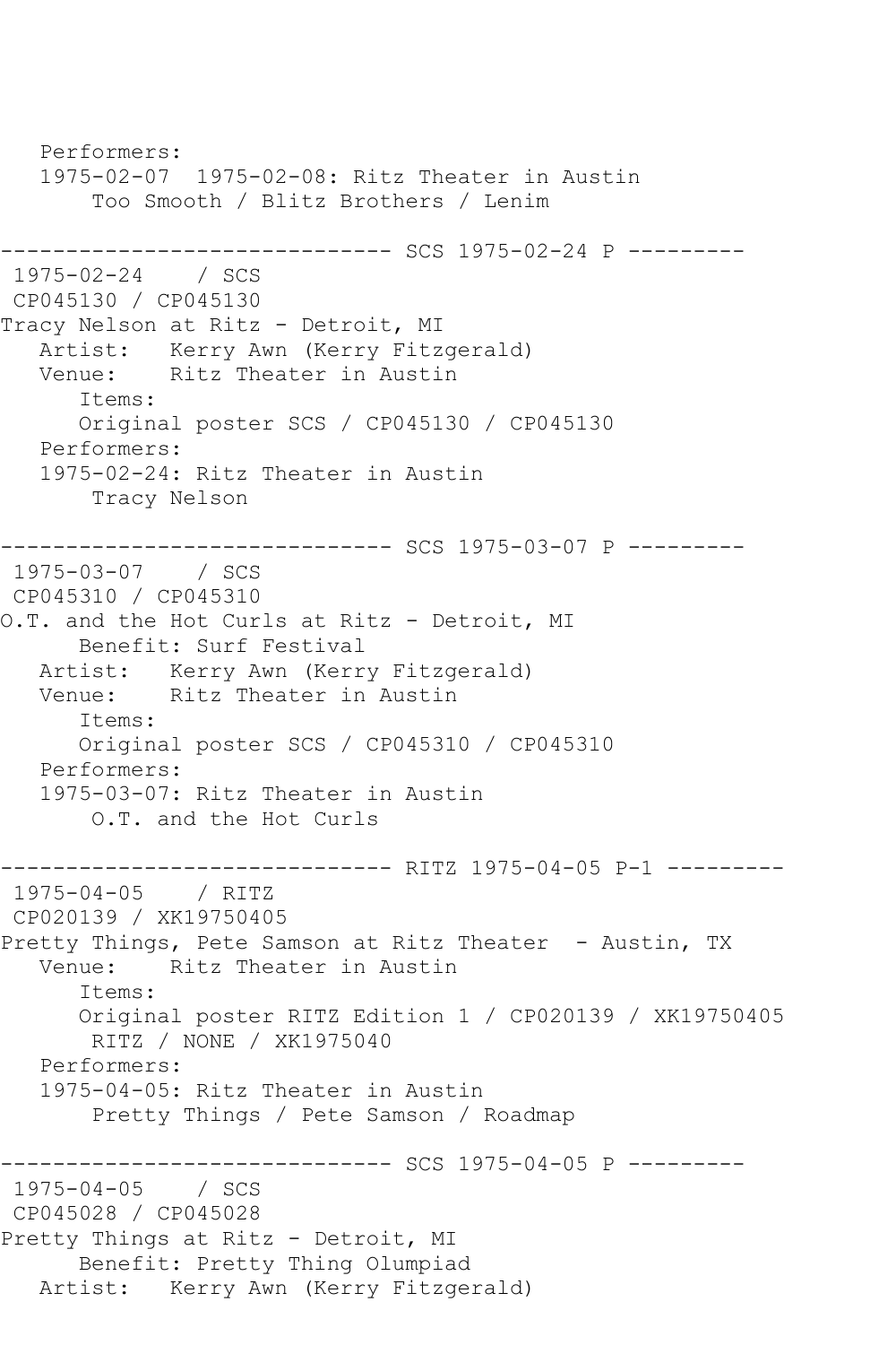```
   Performers:
   1975-02-07  1975-02-08: Ritz Theater in Austin
        Too Smooth / Blitz Brothers / Lenim

------------------------------ SCS 1975-02-24 P ---------
 1975-02-24    / SCS
 CP045130 / CP045130
Tracy Nelson at Ritz - Detroit, MI
   Artist:   Kerry Awn (Kerry Fitzgerald)
   Venue:    Ritz Theater in Austin
      Items:
      Original poster SCS / CP045130 / CP045130
   Performers:
   1975-02-24: Ritz Theater in Austin
        Tracy Nelson

------------------------------ SCS 1975-03-07 P ---------
 1975-03-07    / SCS
 CP045310 / CP045310
O.T. and the Hot Curls at Ritz - Detroit, MI
      Benefit: Surf Festival
   Artist:   Kerry Awn (Kerry Fitzgerald)
   Venue:    Ritz Theater in Austin
      Items:
      Original poster SCS / CP045310 / CP045310
   Performers:
   1975-03-07: Ritz Theater in Austin
        O.T. and the Hot Curls

------------------------------ RITZ 1975-04-05 P-1 ---------
 1975-04-05    / RITZ
 CP020139 / XK19750405
Pretty Things, Pete Samson at Ritz Theater  - Austin, TX
   Venue:    Ritz Theater in Austin
      Items:
      Original poster RITZ Edition 1 / CP020139 / XK19750405
       RITZ / NONE / XK1975040
   Performers:
   1975-04-05: Ritz Theater in Austin
        Pretty Things / Pete Samson / Roadmap

------------------------------ SCS 1975-04-05 P ---------
 1975-04-05    / SCS
 CP045028 / CP045028
Pretty Things at Ritz - Detroit, MI
      Benefit: Pretty Thing Olumpiad
   Artist:   Kerry Awn (Kerry Fitzgerald)
```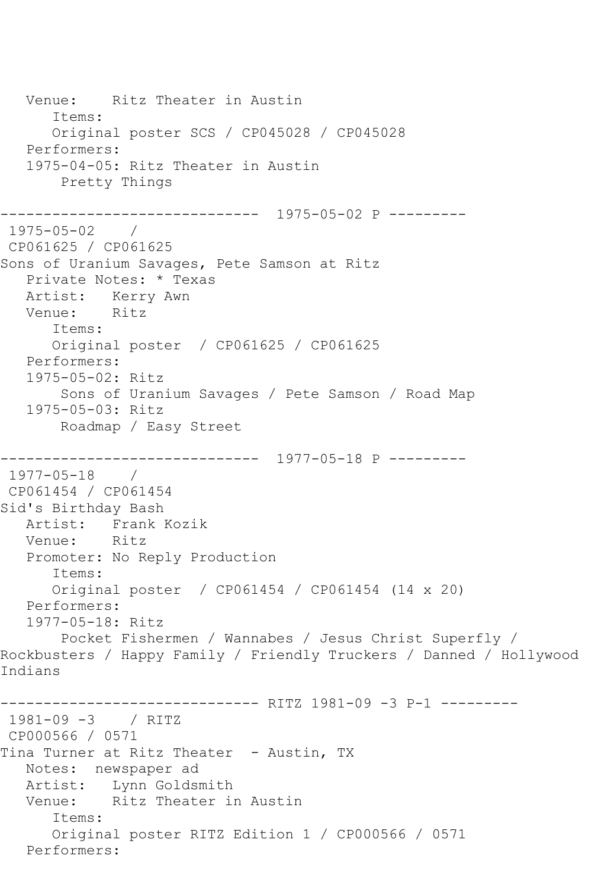```
   Venue:    Ritz Theater in Austin
      Items:
      Original poster SCS / CP045028 / CP045028
   Performers:
   1975-04-05: Ritz Theater in Austin
       Pretty Things

------------------------------  1975-05-02 P ---------
 1975-05-02    /
 CP061625 / CP061625
Sons of Uranium Savages, Pete Samson at Ritz
   Private Notes: * Texas
   Artist:   Kerry Awn
   Venue:    Ritz
      Items:
      Original poster  / CP061625 / CP061625
   Performers:
   1975-05-02: Ritz
       Sons of Uranium Savages / Pete Samson / Road Map
   1975-05-03: Ritz
       Roadmap / Easy Street

------------------------------  1977-05-18 P ---------
 1977-05-18    /
 CP061454 / CP061454
Sid's Birthday Bash
   Artist:   Frank Kozik
   Venue:    Ritz
   Promoter: No Reply Production
      Items:
      Original poster  / CP061454 / CP061454 (14 x 20)
   Performers:
   1977-05-18: Ritz
       Pocket Fishermen / Wannabes / Jesus Christ Superfly /
Rockbusters / Happy Family / Friendly Truckers / Danned / Hollywood
Indians

------------------------------ RITZ 1981-09 -3 P-1 ---------
 1981-09 -3    / RITZ
 CP000566 / 0571
Tina Turner at Ritz Theater  - Austin, TX
   Notes:  newspaper ad
   Artist:   Lynn Goldsmith
   Venue:    Ritz Theater in Austin
      Items:
      Original poster RITZ Edition 1 / CP000566 / 0571
   Performers:
```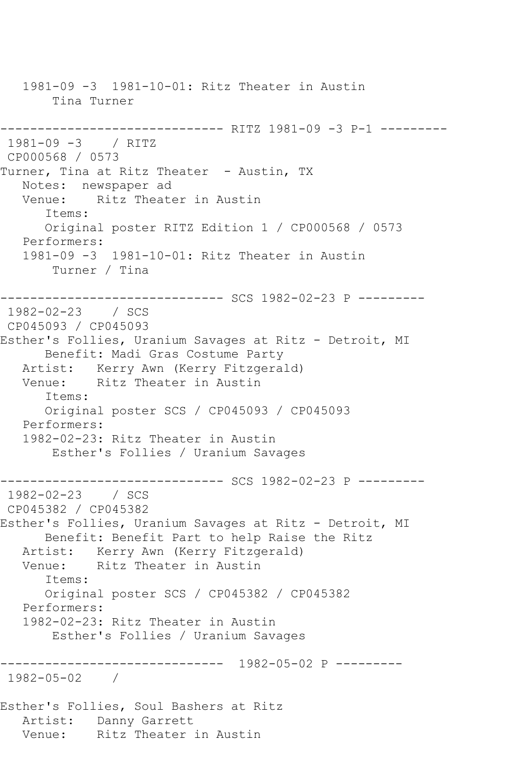```
   1981-09 -3  1981-10-01: Ritz Theater in Austin
       Tina Turner

------------------------------ RITZ 1981-09 -3 P-1 ---------
 1981-09 -3    / RITZ
 CP000568 / 0573
Turner, Tina at Ritz Theater  - Austin, TX
   Notes:  newspaper ad
   Venue:    Ritz Theater in Austin
      Items:
      Original poster RITZ Edition 1 / CP000568 / 0573
   Performers:
   1981-09 -3  1981-10-01: Ritz Theater in Austin
       Turner / Tina

------------------------------ SCS 1982-02-23 P ---------
 1982-02-23    / SCS
 CP045093 / CP045093
Esther's Follies, Uranium Savages at Ritz - Detroit, MI
      Benefit: Madi Gras Costume Party
   Artist:   Kerry Awn (Kerry Fitzgerald)
   Venue:    Ritz Theater in Austin
      Items:
      Original poster SCS / CP045093 / CP045093
   Performers:
   1982-02-23: Ritz Theater in Austin
       Esther's Follies / Uranium Savages

------------------------------ SCS 1982-02-23 P ---------
 1982-02-23    / SCS
 CP045382 / CP045382
Esther's Follies, Uranium Savages at Ritz - Detroit, MI
      Benefit: Benefit Part to help Raise the Ritz
   Artist:   Kerry Awn (Kerry Fitzgerald)
   Venue:    Ritz Theater in Austin
      Items:
      Original poster SCS / CP045382 / CP045382
   Performers:
   1982-02-23: Ritz Theater in Austin
       Esther's Follies / Uranium Savages

------------------------------  1982-05-02 P ---------
 1982-05-02    /

Esther's Follies, Soul Bashers at Ritz
   Artist:   Danny Garrett
   Venue:    Ritz Theater in Austin
```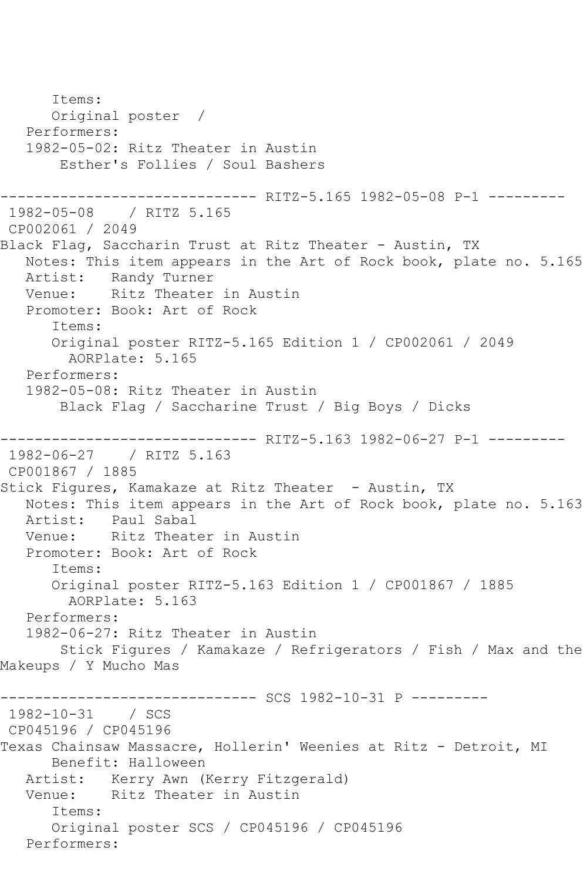```
      Items:
      Original poster  /  
   Performers:
   1982-05-02: Ritz Theater in Austin
       Esther's Follies / Soul Bashers

------------------------------ RITZ-5.165 1982-05-08 P-1 ---------
 1982-05-08    / RITZ 5.165
 CP002061 / 2049
Black Flag, Saccharin Trust at Ritz Theater - Austin, TX
   Notes: This item appears in the Art of Rock book, plate no. 5.165
   Artist:   Randy Turner
   Venue:    Ritz Theater in Austin
   Promoter: Book: Art of Rock
      Items:
      Original poster RITZ-5.165 Edition 1 / CP002061 / 2049
        AORPlate: 5.165 
   Performers:
   1982-05-08: Ritz Theater in Austin
       Black Flag / Saccharine Trust / Big Boys / Dicks

------------------------------ RITZ-5.163 1982-06-27 P-1 ---------
 1982-06-27    / RITZ 5.163
 CP001867 / 1885
Stick Figures, Kamakaze at Ritz Theater  - Austin, TX
   Notes: This item appears in the Art of Rock book, plate no. 5.163
   Artist:   Paul Sabal
   Venue:    Ritz Theater in Austin
   Promoter: Book: Art of Rock
      Items:
      Original poster RITZ-5.163 Edition 1 / CP001867 / 1885
        AORPlate: 5.163 
   Performers:
   1982-06-27: Ritz Theater in Austin
       Stick Figures / Kamakaze / Refrigerators / Fish / Max and the
Makeups / Y Mucho Mas

------------------------------ SCS 1982-10-31 P ---------
 1982-10-31    / SCS
 CP045196 / CP045196
Texas Chainsaw Massacre, Hollerin' Weenies at Ritz - Detroit, MI
      Benefit: Halloween
   Artist:   Kerry Awn (Kerry Fitzgerald)
   Venue:    Ritz Theater in Austin
      Items:
      Original poster SCS / CP045196 / CP045196
   Performers:
```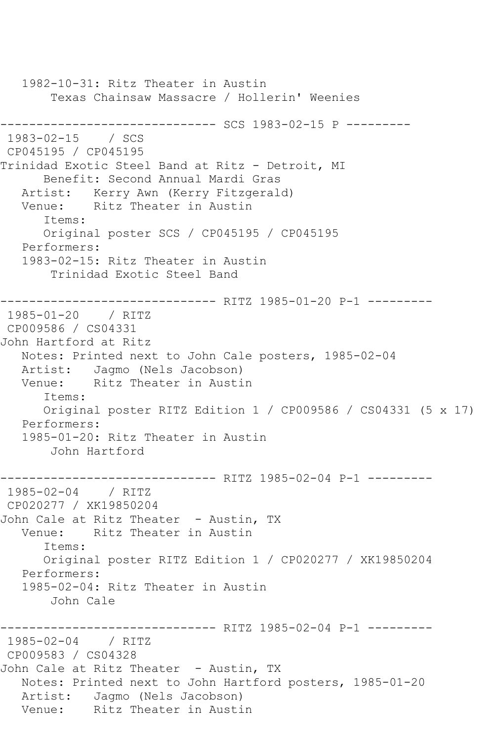```
   1982-10-31: Ritz Theater in Austin
       Texas Chainsaw Massacre / Hollerin' Weenies

------------------------------ SCS 1983-02-15 P ---------
 1983-02-15    / SCS
 CP045195 / CP045195
Trinidad Exotic Steel Band at Ritz - Detroit, MI
      Benefit: Second Annual Mardi Gras
   Artist:   Kerry Awn (Kerry Fitzgerald)
   Venue:    Ritz Theater in Austin
      Items:
      Original poster SCS / CP045195 / CP045195
   Performers:
   1983-02-15: Ritz Theater in Austin
       Trinidad Exotic Steel Band

------------------------------ RITZ 1985-01-20 P-1 ---------
 1985-01-20    / RITZ
 CP009586 / CS04331
John Hartford at Ritz
   Notes: Printed next to John Cale posters, 1985-02-04
   Artist:   Jagmo (Nels Jacobson)
   Venue:    Ritz Theater in Austin
      Items:
      Original poster RITZ Edition 1 / CP009586 / CS04331 (5 x 17)
   Performers:
   1985-01-20: Ritz Theater in Austin
       John Hartford

------------------------------ RITZ 1985-02-04 P-1 ---------
 1985-02-04    / RITZ
 CP020277 / XK19850204
John Cale at Ritz Theater  - Austin, TX
   Venue:    Ritz Theater in Austin
      Items:
      Original poster RITZ Edition 1 / CP020277 / XK19850204
   Performers:
   1985-02-04: Ritz Theater in Austin
       John Cale

------------------------------ RITZ 1985-02-04 P-1 ---------
 1985-02-04    / RITZ
 CP009583 / CS04328
John Cale at Ritz Theater  - Austin, TX
   Notes: Printed next to John Hartford posters, 1985-01-20
   Artist:   Jagmo (Nels Jacobson)
   Venue:    Ritz Theater in Austin
```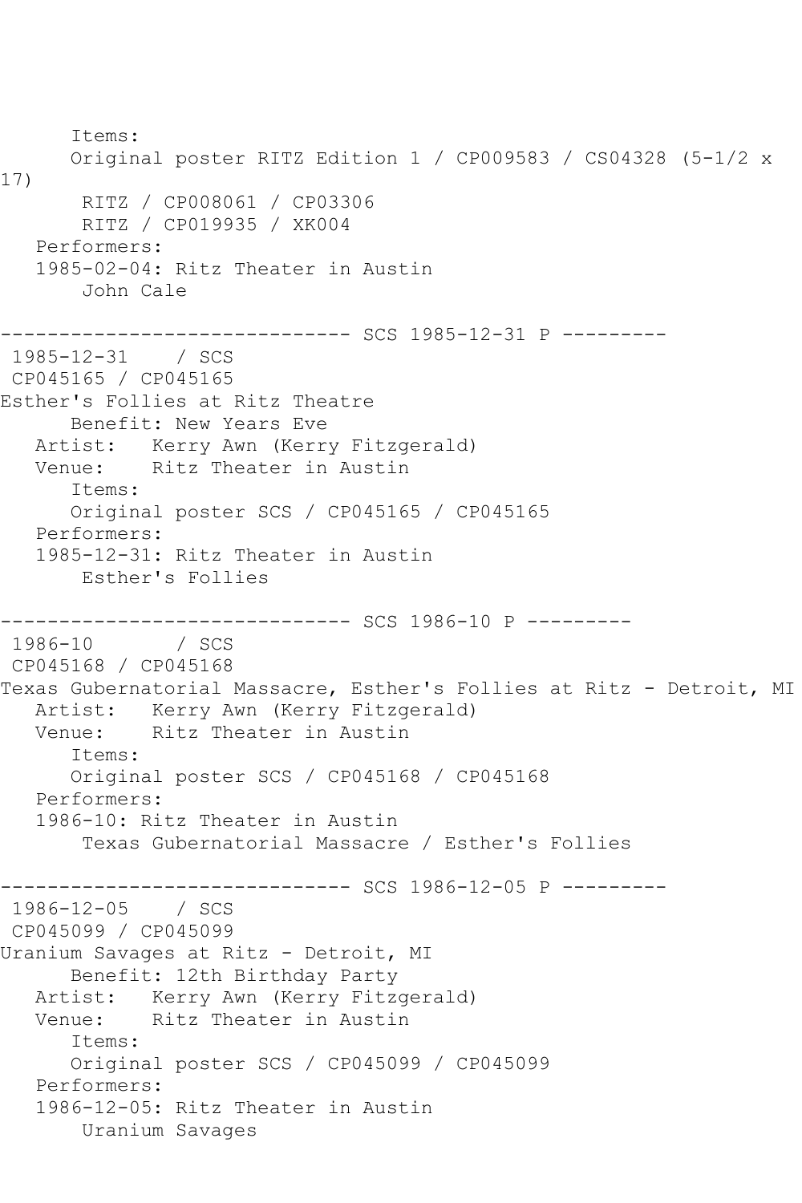```
      Items:
      Original poster RITZ Edition 1 / CP009583 / CS04328 (5-1/2 x 
17)
       RITZ / CP008061 / CP03306
       RITZ / CP019935 / XK004
   Performers:
   1985-02-04: Ritz Theater in Austin
       John Cale

------------------------------ SCS 1985-12-31 P ---------
 1985-12-31    / SCS
 CP045165 / CP045165
Esther's Follies at Ritz Theatre
      Benefit: New Years Eve
   Artist:   Kerry Awn (Kerry Fitzgerald)
   Venue:    Ritz Theater in Austin
      Items:
      Original poster SCS / CP045165 / CP045165
   Performers:
   1985-12-31: Ritz Theater in Austin
       Esther's Follies

------------------------------ SCS 1986-10 P ---------
 1986-10       / SCS
 CP045168 / CP045168
Texas Gubernatorial Massacre, Esther's Follies at Ritz - Detroit, MI
   Artist:   Kerry Awn (Kerry Fitzgerald)
   Venue:    Ritz Theater in Austin
      Items:
      Original poster SCS / CP045168 / CP045168
   Performers:
   1986-10: Ritz Theater in Austin
       Texas Gubernatorial Massacre / Esther's Follies

------------------------------ SCS 1986-12-05 P ---------
 1986-12-05    / SCS
 CP045099 / CP045099
Uranium Savages at Ritz - Detroit, MI
      Benefit: 12th Birthday Party
   Artist:   Kerry Awn (Kerry Fitzgerald)
   Venue:    Ritz Theater in Austin
      Items:
      Original poster SCS / CP045099 / CP045099
   Performers:
   1986-12-05: Ritz Theater in Austin
       Uranium Savages
```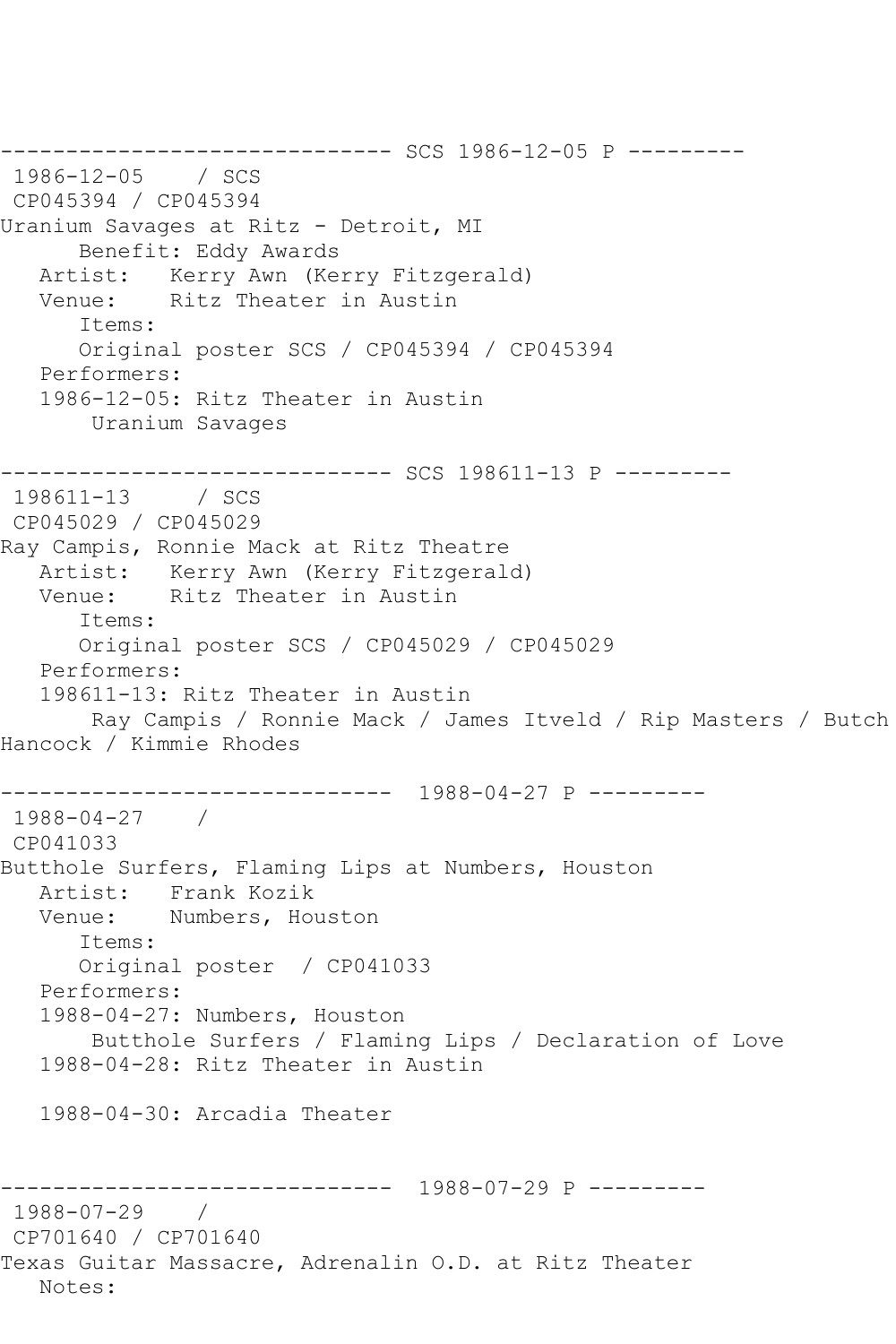```
------------------------------ SCS 1986-12-05 P ---------
 1986-12-05    / SCS
 CP045394 / CP045394
Uranium Savages at Ritz - Detroit, MI
      Benefit: Eddy Awards
   Artist:   Kerry Awn (Kerry Fitzgerald)
   Venue:    Ritz Theater in Austin
      Items:
      Original poster SCS / CP045394 / CP045394
   Performers:
   1986-12-05: Ritz Theater in Austin
       Uranium Savages

------------------------------ SCS 198611-13 P ---------
 198611-13     / SCS
 CP045029 / CP045029
Ray Campis, Ronnie Mack at Ritz Theatre
   Artist:   Kerry Awn (Kerry Fitzgerald)
   Venue:    Ritz Theater in Austin
      Items:
      Original poster SCS / CP045029 / CP045029
   Performers:
   198611-13: Ritz Theater in Austin
       Ray Campis / Ronnie Mack / James Itveld / Rip Masters / Butch
Hancock / Kimmie Rhodes

------------------------------  1988-04-27 P ---------
 1988-04-27    /
 CP041033
Butthole Surfers, Flaming Lips at Numbers, Houston
   Artist:   Frank Kozik
   Venue:    Numbers, Houston
      Items:
      Original poster  / CP041033
   Performers:
   1988-04-27: Numbers, Houston
       Butthole Surfers / Flaming Lips / Declaration of Love
   1988-04-28: Ritz Theater in Austin

   1988-04-30: Arcadia Theater


------------------------------  1988-07-29 P ---------
 1988-07-29    /
 CP701640 / CP701640
Texas Guitar Massacre, Adrenalin O.D. at Ritz Theater
   Notes:
```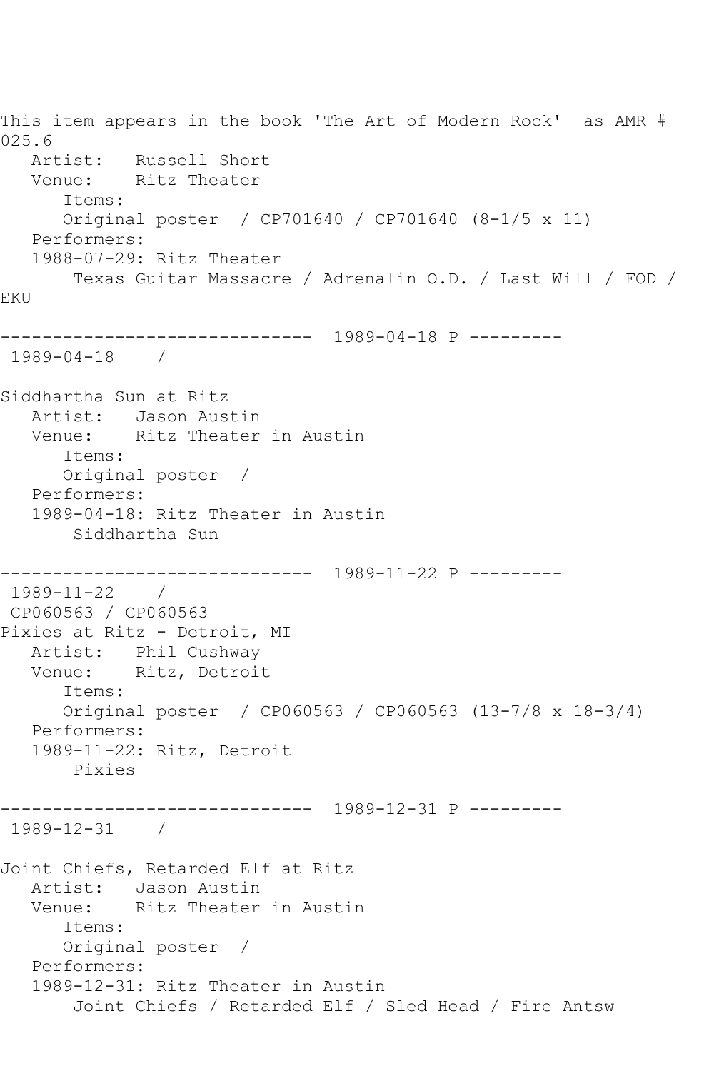This item appears in the book 'The Art of Modern Rock' as AMR # 025.6
   Artist:   Russell Short
   Venue:    Ritz Theater
      Items:
      Original poster  / CP701640 / CP701640 (8-1/5 x 11)
   Performers:
   1988-07-29: Ritz Theater
       Texas Guitar Massacre / Adrenalin O.D. / Last Will / FOD / EKU

------------------------------ 1989-04-18 P ---------
 1989-04-18    /

Siddhartha Sun at Ritz
   Artist:   Jason Austin
   Venue:    Ritz Theater in Austin
      Items:
      Original poster  /
   Performers:
   1989-04-18: Ritz Theater in Austin
       Siddhartha Sun

------------------------------ 1989-11-22 P ---------
 1989-11-22    /
 CP060563 / CP060563
Pixies at Ritz - Detroit, MI
   Artist:   Phil Cushway
   Venue:    Ritz, Detroit
      Items:
      Original poster  / CP060563 / CP060563 (13-7/8 x 18-3/4)
   Performers:
   1989-11-22: Ritz, Detroit
       Pixies

------------------------------ 1989-12-31 P ---------
 1989-12-31    /

Joint Chiefs, Retarded Elf at Ritz
   Artist:   Jason Austin
   Venue:    Ritz Theater in Austin
      Items:
      Original poster  /
   Performers:
   1989-12-31: Ritz Theater in Austin
       Joint Chiefs / Retarded Elf / Sled Head / Fire Antsw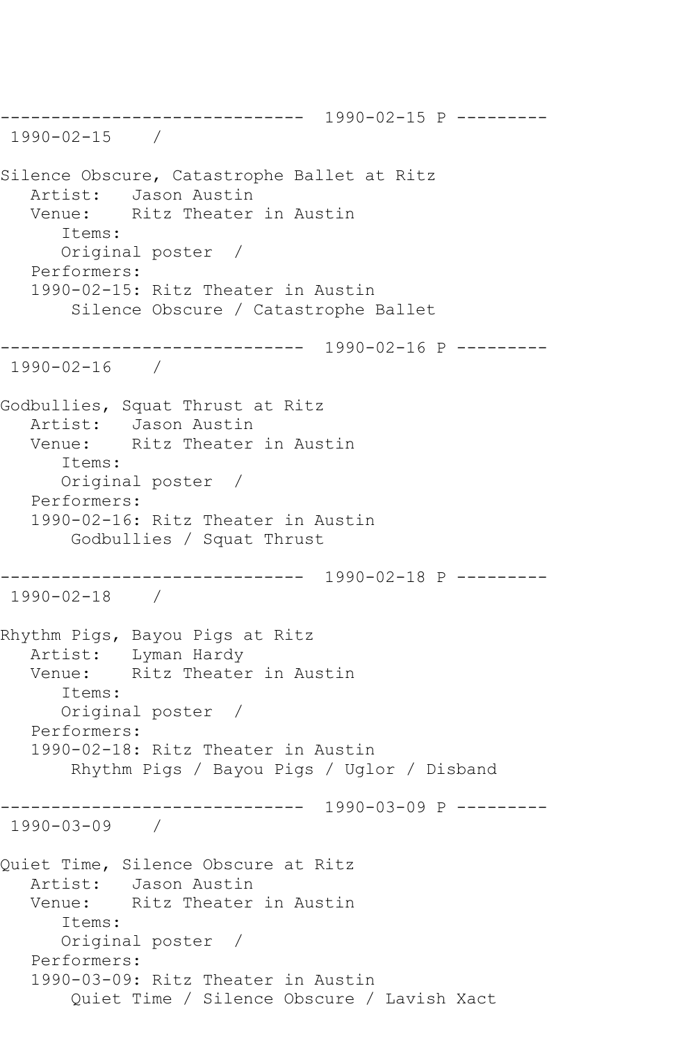------------------------------ 1990-02-15 P ---------
1990-02-15 /

Silence Obscure, Catastrophe Ballet at Ritz
   Artist: Jason Austin
   Venue: Ritz Theater in Austin
      Items:
      Original poster /
   Performers:
   1990-02-15: Ritz Theater in Austin
       Silence Obscure / Catastrophe Ballet

------------------------------ 1990-02-16 P ---------
1990-02-16 /

Godbullies, Squat Thrust at Ritz
   Artist: Jason Austin
   Venue: Ritz Theater in Austin
      Items:
      Original poster /
   Performers:
   1990-02-16: Ritz Theater in Austin
       Godbullies / Squat Thrust

------------------------------ 1990-02-18 P ---------
1990-02-18 /

Rhythm Pigs, Bayou Pigs at Ritz
   Artist: Lyman Hardy
   Venue: Ritz Theater in Austin
      Items:
      Original poster /
   Performers:
   1990-02-18: Ritz Theater in Austin
       Rhythm Pigs / Bayou Pigs / Uglor / Disband

------------------------------ 1990-03-09 P ---------
1990-03-09 /

Quiet Time, Silence Obscure at Ritz
   Artist: Jason Austin
   Venue: Ritz Theater in Austin
      Items:
      Original poster /
   Performers:
   1990-03-09: Ritz Theater in Austin
       Quiet Time / Silence Obscure / Lavish Xact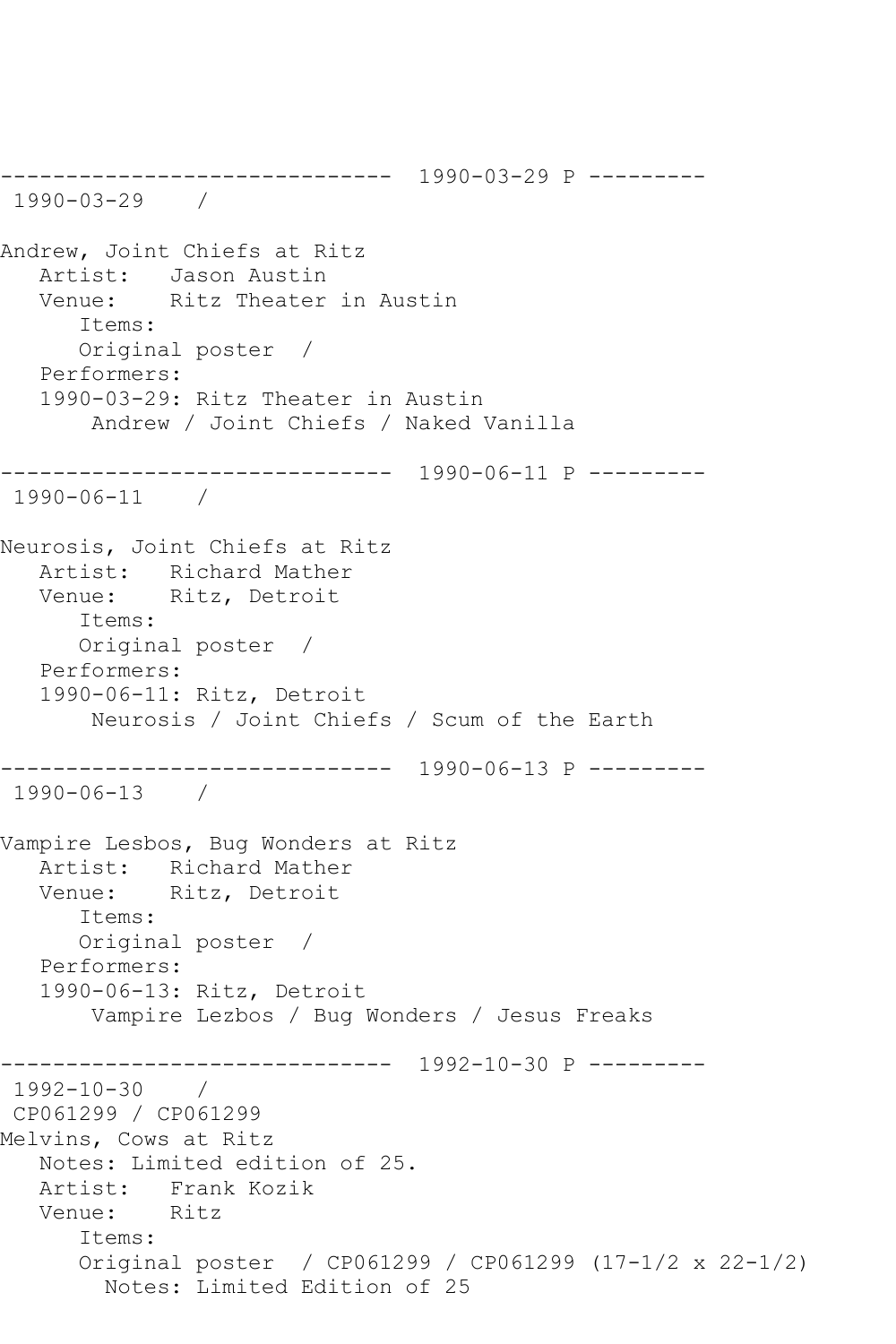------------------------------ 1990-03-29 P ---------
1990-03-29 /

Andrew, Joint Chiefs at Ritz
Artist: Jason Austin
Venue: Ritz Theater in Austin
Items:
Original poster /
Performers:
1990-03-29: Ritz Theater in Austin
Andrew / Joint Chiefs / Naked Vanilla

------------------------------ 1990-06-11 P ---------
1990-06-11 /

Neurosis, Joint Chiefs at Ritz
Artist: Richard Mather
Venue: Ritz, Detroit
Items:
Original poster /
Performers:
1990-06-11: Ritz, Detroit
Neurosis / Joint Chiefs / Scum of the Earth

------------------------------ 1990-06-13 P ---------
1990-06-13 /

Vampire Lesbos, Bug Wonders at Ritz
Artist: Richard Mather
Venue: Ritz, Detroit
Items:
Original poster /
Performers:
1990-06-13: Ritz, Detroit
Vampire Lezbos / Bug Wonders / Jesus Freaks

------------------------------ 1992-10-30 P ---------
1992-10-30 /
CP061299 / CP061299
Melvins, Cows at Ritz
Notes: Limited edition of 25.
Artist: Frank Kozik
Venue: Ritz
Items:
Original poster / CP061299 / CP061299 (17-1/2 x 22-1/2)
Notes: Limited Edition of 25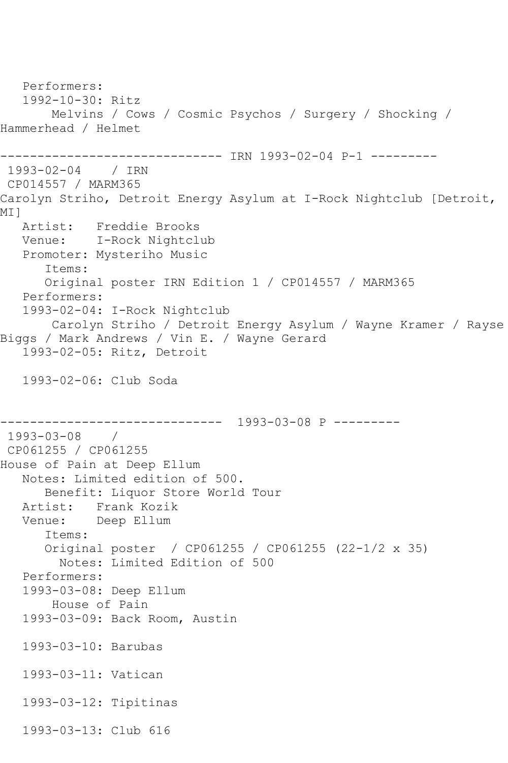Performers:
1992-10-30: Ritz
Melvins / Cows / Cosmic Psychos / Surgery / Shocking / Hammerhead / Helmet

------------------------------ IRN 1993-02-04 P-1 ---------

1993-02-04 / IRN
CP014557 / MARM365
Carolyn Striho, Detroit Energy Asylum at I-Rock Nightclub [Detroit, MI]
Artist: Freddie Brooks
Venue: I-Rock Nightclub
Promoter: Mysteriho Music
Items:
Original poster IRN Edition 1 / CP014557 / MARM365
Performers:
1993-02-04: I-Rock Nightclub
Carolyn Striho / Detroit Energy Asylum / Wayne Kramer / Rayse Biggs / Mark Andrews / Vin E. / Wayne Gerard
1993-02-05: Ritz, Detroit

1993-02-06: Club Soda

------------------------------ 1993-03-08 P ---------

1993-03-08 /
CP061255 / CP061255
House of Pain at Deep Ellum
Notes: Limited edition of 500.
Benefit: Liquor Store World Tour
Artist: Frank Kozik
Venue: Deep Ellum
Items:
Original poster / CP061255 / CP061255 (22-1/2 x 35)
Notes: Limited Edition of 500
Performers:
1993-03-08: Deep Ellum
House of Pain
1993-03-09: Back Room, Austin

1993-03-10: Barubas

1993-03-11: Vatican

1993-03-12: Tipitinas

1993-03-13: Club 616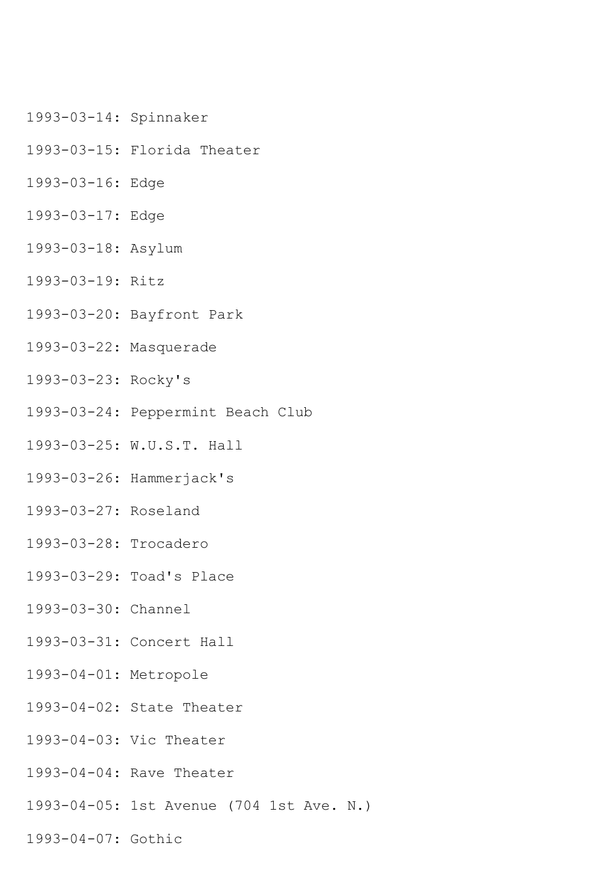1993-03-14: Spinnaker

1993-03-15: Florida Theater

1993-03-16: Edge

1993-03-17: Edge

1993-03-18: Asylum

1993-03-19: Ritz

1993-03-20: Bayfront Park

1993-03-22: Masquerade

1993-03-23: Rocky's

1993-03-24: Peppermint Beach Club

1993-03-25: W.U.S.T. Hall

1993-03-26: Hammerjack's

1993-03-27: Roseland

1993-03-28: Trocadero

1993-03-29: Toad's Place

1993-03-30: Channel

1993-03-31: Concert Hall

1993-04-01: Metropole

1993-04-02: State Theater

1993-04-03: Vic Theater

1993-04-04: Rave Theater

1993-04-05: 1st Avenue (704 1st Ave. N.)

1993-04-07: Gothic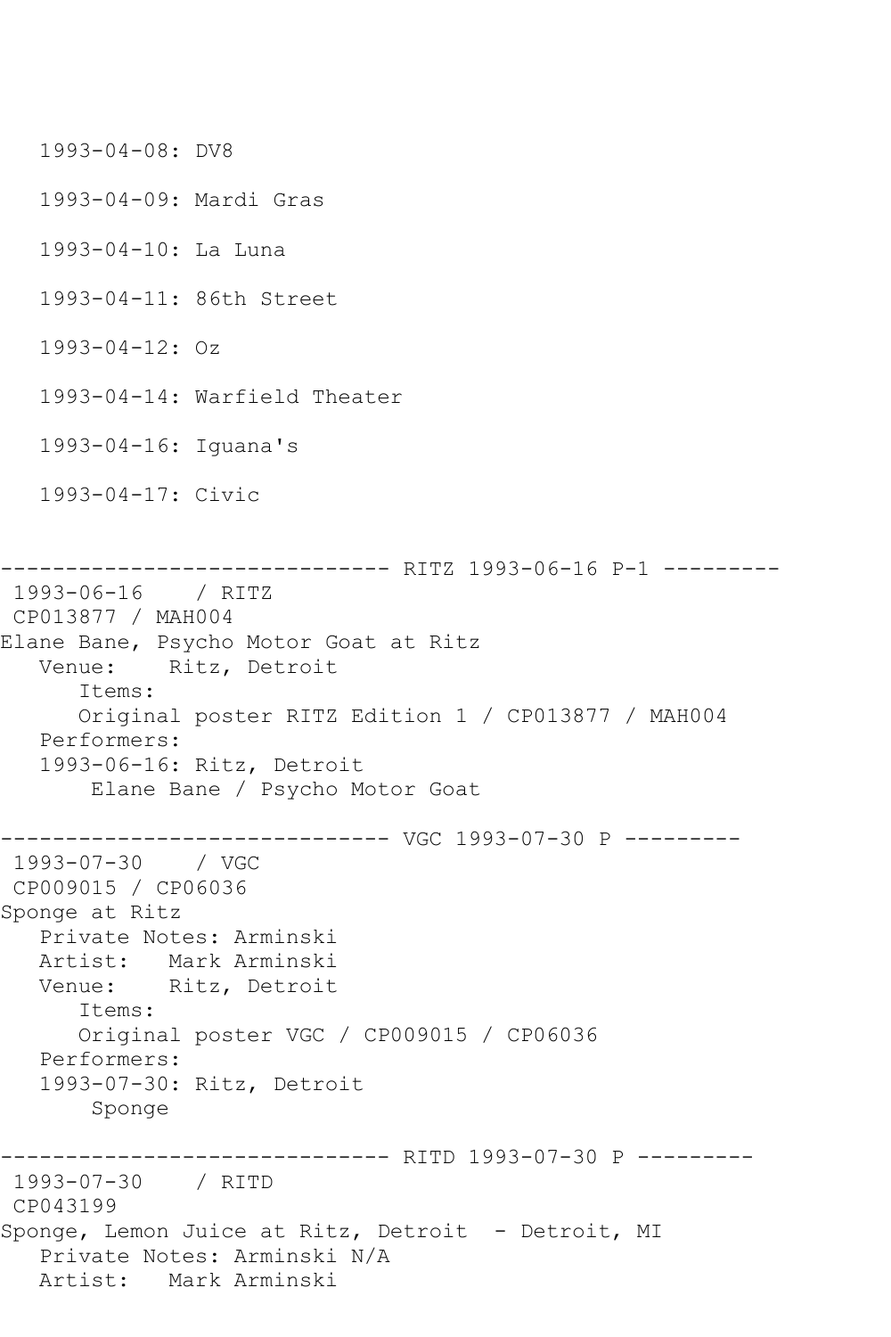```
   1993-04-08: DV8

   1993-04-09: Mardi Gras

   1993-04-10: La Luna

   1993-04-11: 86th Street

   1993-04-12: Oz

   1993-04-14: Warfield Theater

   1993-04-16: Iguana's

   1993-04-17: Civic


------------------------------ RITZ 1993-06-16 P-1 ---------
 1993-06-16    / RITZ
 CP013877 / MAH004
Elane Bane, Psycho Motor Goat at Ritz
   Venue:    Ritz, Detroit
      Items:
      Original poster RITZ Edition 1 / CP013877 / MAH004
   Performers:
   1993-06-16: Ritz, Detroit
       Elane Bane / Psycho Motor Goat

------------------------------ VGC 1993-07-30 P ---------
 1993-07-30    / VGC
 CP009015 / CP06036
Sponge at Ritz
   Private Notes: Arminski
   Artist:   Mark Arminski
   Venue:    Ritz, Detroit
      Items:
      Original poster VGC / CP009015 / CP06036
   Performers:
   1993-07-30: Ritz, Detroit
       Sponge

------------------------------ RITD 1993-07-30 P ---------
 1993-07-30    / RITD
 CP043199
Sponge, Lemon Juice at Ritz, Detroit  - Detroit, MI
   Private Notes: Arminski N/A
   Artist:   Mark Arminski
```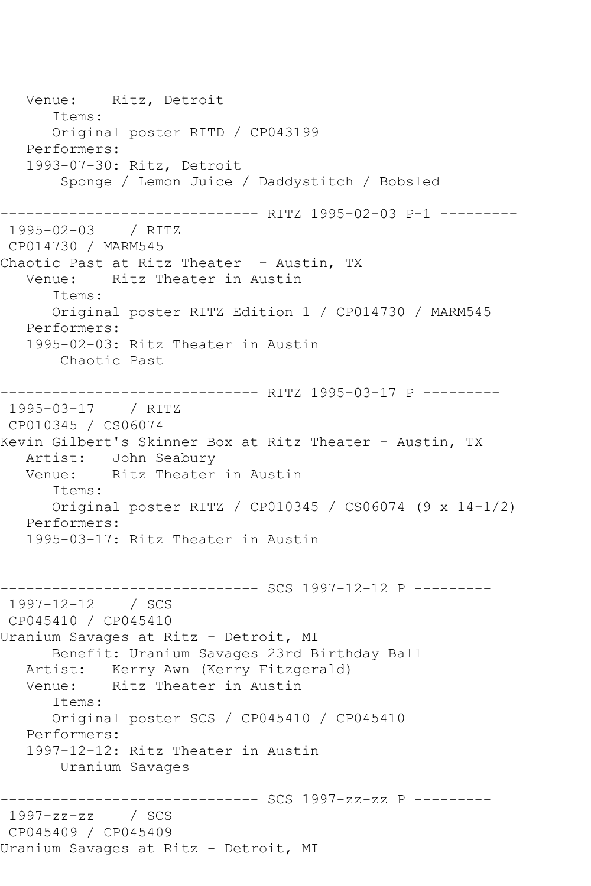```
   Venue:    Ritz, Detroit
      Items:
      Original poster RITD / CP043199
   Performers:
   1993-07-30: Ritz, Detroit
       Sponge / Lemon Juice / Daddystitch / Bobsled

------------------------------ RITZ 1995-02-03 P-1 ---------
 1995-02-03    / RITZ
 CP014730 / MARM545
Chaotic Past at Ritz Theater  - Austin, TX
   Venue:    Ritz Theater in Austin
      Items:
      Original poster RITZ Edition 1 / CP014730 / MARM545
   Performers:
   1995-02-03: Ritz Theater in Austin
       Chaotic Past

------------------------------ RITZ 1995-03-17 P ---------
 1995-03-17    / RITZ
 CP010345 / CS06074
Kevin Gilbert's Skinner Box at Ritz Theater - Austin, TX
   Artist:   John Seabury
   Venue:    Ritz Theater in Austin
      Items:
      Original poster RITZ / CP010345 / CS06074 (9 x 14-1/2)
   Performers:
   1995-03-17: Ritz Theater in Austin


------------------------------ SCS 1997-12-12 P ---------
 1997-12-12    / SCS
 CP045410 / CP045410
Uranium Savages at Ritz - Detroit, MI
      Benefit: Uranium Savages 23rd Birthday Ball
   Artist:   Kerry Awn (Kerry Fitzgerald)
   Venue:    Ritz Theater in Austin
      Items:
      Original poster SCS / CP045410 / CP045410
   Performers:
   1997-12-12: Ritz Theater in Austin
       Uranium Savages

------------------------------ SCS 1997-zz-zz P ---------
 1997-zz-zz    / SCS
 CP045409 / CP045409
Uranium Savages at Ritz - Detroit, MI
```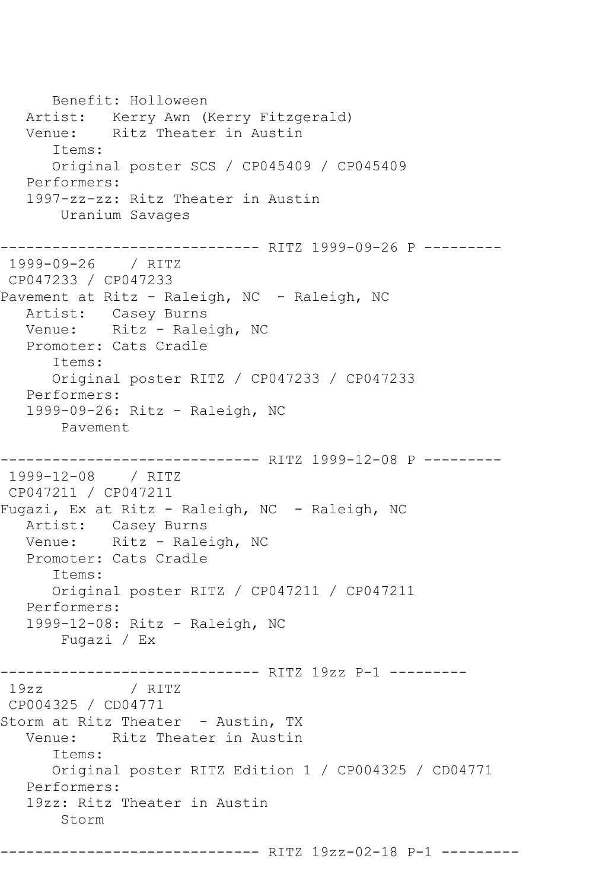```
      Benefit: Holloween
   Artist:   Kerry Awn (Kerry Fitzgerald)
   Venue:    Ritz Theater in Austin
      Items:
      Original poster SCS / CP045409 / CP045409
   Performers:
   1997-zz-zz: Ritz Theater in Austin
       Uranium Savages

------------------------------ RITZ 1999-09-26 P ---------
 1999-09-26    / RITZ
 CP047233 / CP047233
Pavement at Ritz - Raleigh, NC  - Raleigh, NC
   Artist:   Casey Burns
   Venue:    Ritz - Raleigh, NC
   Promoter: Cats Cradle
      Items:
      Original poster RITZ / CP047233 / CP047233
   Performers:
   1999-09-26: Ritz - Raleigh, NC
       Pavement

------------------------------ RITZ 1999-12-08 P ---------
 1999-12-08    / RITZ
 CP047211 / CP047211
Fugazi, Ex at Ritz - Raleigh, NC  - Raleigh, NC
   Artist:   Casey Burns
   Venue:    Ritz - Raleigh, NC
   Promoter: Cats Cradle
      Items:
      Original poster RITZ / CP047211 / CP047211
   Performers:
   1999-12-08: Ritz - Raleigh, NC
       Fugazi / Ex

------------------------------ RITZ 19zz P-1 ---------
 19zz          / RITZ
 CP004325 / CD04771
Storm at Ritz Theater  - Austin, TX
   Venue:    Ritz Theater in Austin
      Items:
      Original poster RITZ Edition 1 / CP004325 / CD04771
   Performers:
   19zz: Ritz Theater in Austin
       Storm

------------------------------ RITZ 19zz-02-18 P-1 ---------
```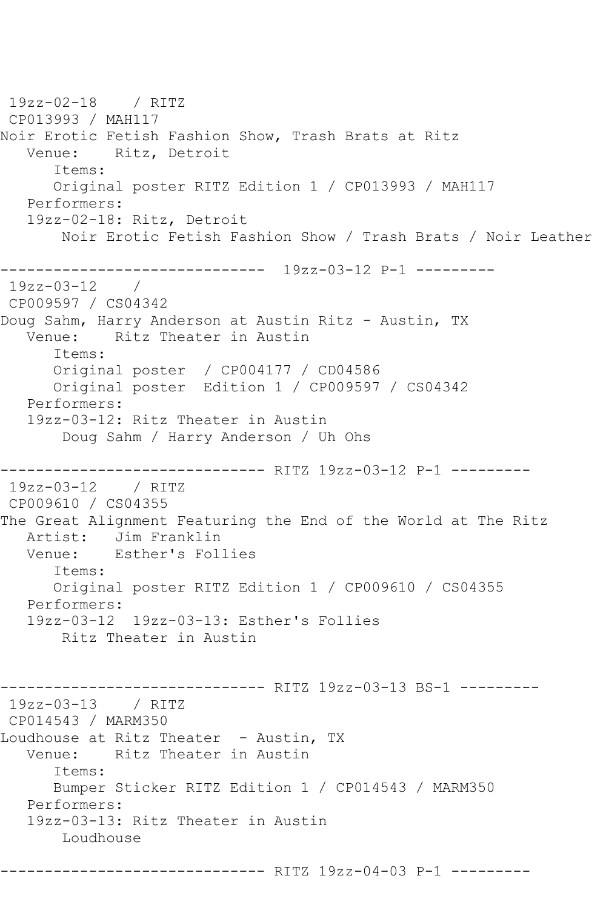```
19zz-02-18    / RITZ
 CP013993 / MAH117
Noir Erotic Fetish Fashion Show, Trash Brats at Ritz
   Venue:    Ritz, Detroit
      Items:
      Original poster RITZ Edition 1 / CP013993 / MAH117
   Performers:
   19zz-02-18: Ritz, Detroit
       Noir Erotic Fetish Fashion Show / Trash Brats / Noir Leather

------------------------------  19zz-03-12 P-1 ---------
 19zz-03-12    /
 CP009597 / CS04342
Doug Sahm, Harry Anderson at Austin Ritz - Austin, TX
   Venue:    Ritz Theater in Austin
      Items:
      Original poster  / CP004177 / CD04586
      Original poster  Edition 1 / CP009597 / CS04342
   Performers:
   19zz-03-12: Ritz Theater in Austin
       Doug Sahm / Harry Anderson / Uh Ohs

------------------------------ RITZ 19zz-03-12 P-1 ---------
 19zz-03-12    / RITZ
 CP009610 / CS04355
The Great Alignment Featuring the End of the World at The Ritz
   Artist:   Jim Franklin
   Venue:    Esther's Follies
      Items:
      Original poster RITZ Edition 1 / CP009610 / CS04355
   Performers:
   19zz-03-12  19zz-03-13: Esther's Follies
       Ritz Theater in Austin


------------------------------ RITZ 19zz-03-13 BS-1 ---------
 19zz-03-13    / RITZ
 CP014543 / MARM350
Loudhouse at Ritz Theater  - Austin, TX
   Venue:    Ritz Theater in Austin
      Items:
      Bumper Sticker RITZ Edition 1 / CP014543 / MARM350
   Performers:
   19zz-03-13: Ritz Theater in Austin
       Loudhouse

------------------------------ RITZ 19zz-04-03 P-1 ---------
```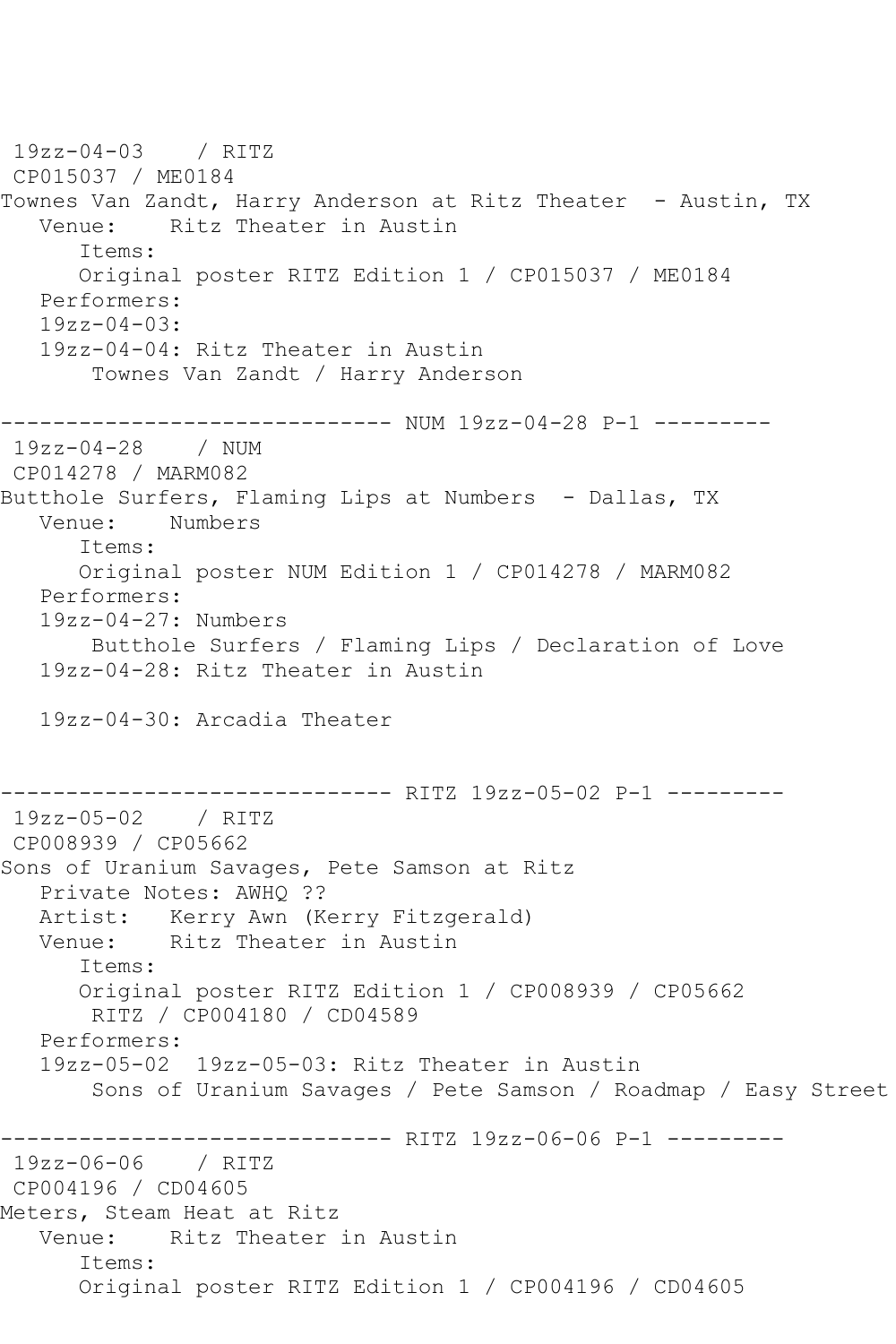```
 19zz-04-03    / RITZ
 CP015037 / ME0184
Townes Van Zandt, Harry Anderson at Ritz Theater  - Austin, TX
   Venue:    Ritz Theater in Austin
      Items:
      Original poster RITZ Edition 1 / CP015037 / ME0184
   Performers:
   19zz-04-03:
   19zz-04-04: Ritz Theater in Austin
       Townes Van Zandt / Harry Anderson

------------------------------ NUM 19zz-04-28 P-1 ---------
 19zz-04-28    / NUM
 CP014278 / MARM082
Butthole Surfers, Flaming Lips at Numbers  - Dallas, TX
   Venue:    Numbers
      Items:
      Original poster NUM Edition 1 / CP014278 / MARM082
   Performers:
   19zz-04-27: Numbers
       Butthole Surfers / Flaming Lips / Declaration of Love
   19zz-04-28: Ritz Theater in Austin

   19zz-04-30: Arcadia Theater


------------------------------ RITZ 19zz-05-02 P-1 ---------
 19zz-05-02    / RITZ
 CP008939 / CP05662
Sons of Uranium Savages, Pete Samson at Ritz
   Private Notes: AWHQ ??
   Artist:   Kerry Awn (Kerry Fitzgerald)
   Venue:    Ritz Theater in Austin
      Items:
      Original poster RITZ Edition 1 / CP008939 / CP05662
       RITZ / CP004180 / CD04589
   Performers:
   19zz-05-02  19zz-05-03: Ritz Theater in Austin
       Sons of Uranium Savages / Pete Samson / Roadmap / Easy Street

------------------------------ RITZ 19zz-06-06 P-1 ---------
 19zz-06-06    / RITZ
 CP004196 / CD04605
Meters, Steam Heat at Ritz
   Venue:    Ritz Theater in Austin
      Items:
      Original poster RITZ Edition 1 / CP004196 / CD04605
```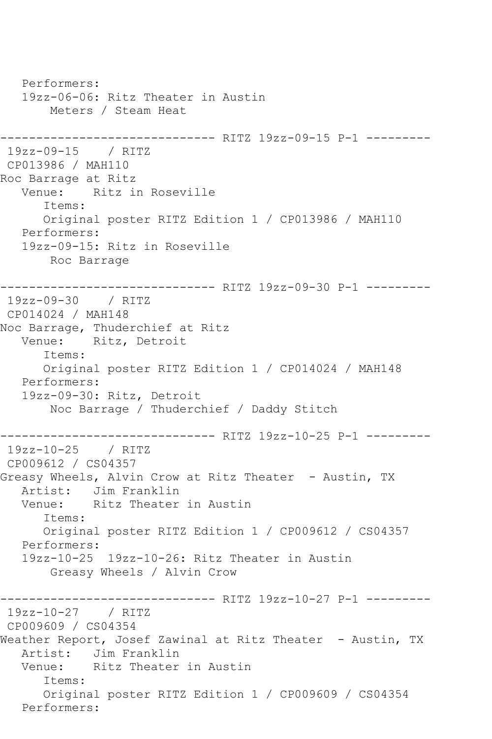```
   Performers:
   19zz-06-06: Ritz Theater in Austin
       Meters / Steam Heat

------------------------------ RITZ 19zz-09-15 P-1 ---------
 19zz-09-15    / RITZ
 CP013986 / MAH110
Roc Barrage at Ritz
   Venue:    Ritz in Roseville
      Items:
      Original poster RITZ Edition 1 / CP013986 / MAH110
   Performers:
   19zz-09-15: Ritz in Roseville
       Roc Barrage

------------------------------ RITZ 19zz-09-30 P-1 ---------
 19zz-09-30    / RITZ
 CP014024 / MAH148
Noc Barrage, Thuderchief at Ritz
   Venue:    Ritz, Detroit
      Items:
      Original poster RITZ Edition 1 / CP014024 / MAH148
   Performers:
   19zz-09-30: Ritz, Detroit
       Noc Barrage / Thuderchief / Daddy Stitch

------------------------------ RITZ 19zz-10-25 P-1 ---------
 19zz-10-25    / RITZ
 CP009612 / CS04357
Greasy Wheels, Alvin Crow at Ritz Theater  - Austin, TX
   Artist:   Jim Franklin
   Venue:    Ritz Theater in Austin
      Items:
      Original poster RITZ Edition 1 / CP009612 / CS04357
   Performers:
   19zz-10-25  19zz-10-26: Ritz Theater in Austin
       Greasy Wheels / Alvin Crow

------------------------------ RITZ 19zz-10-27 P-1 ---------
 19zz-10-27    / RITZ
 CP009609 / CS04354
Weather Report, Josef Zawinal at Ritz Theater  - Austin, TX
   Artist:   Jim Franklin
   Venue:    Ritz Theater in Austin
      Items:
      Original poster RITZ Edition 1 / CP009609 / CS04354
   Performers:
```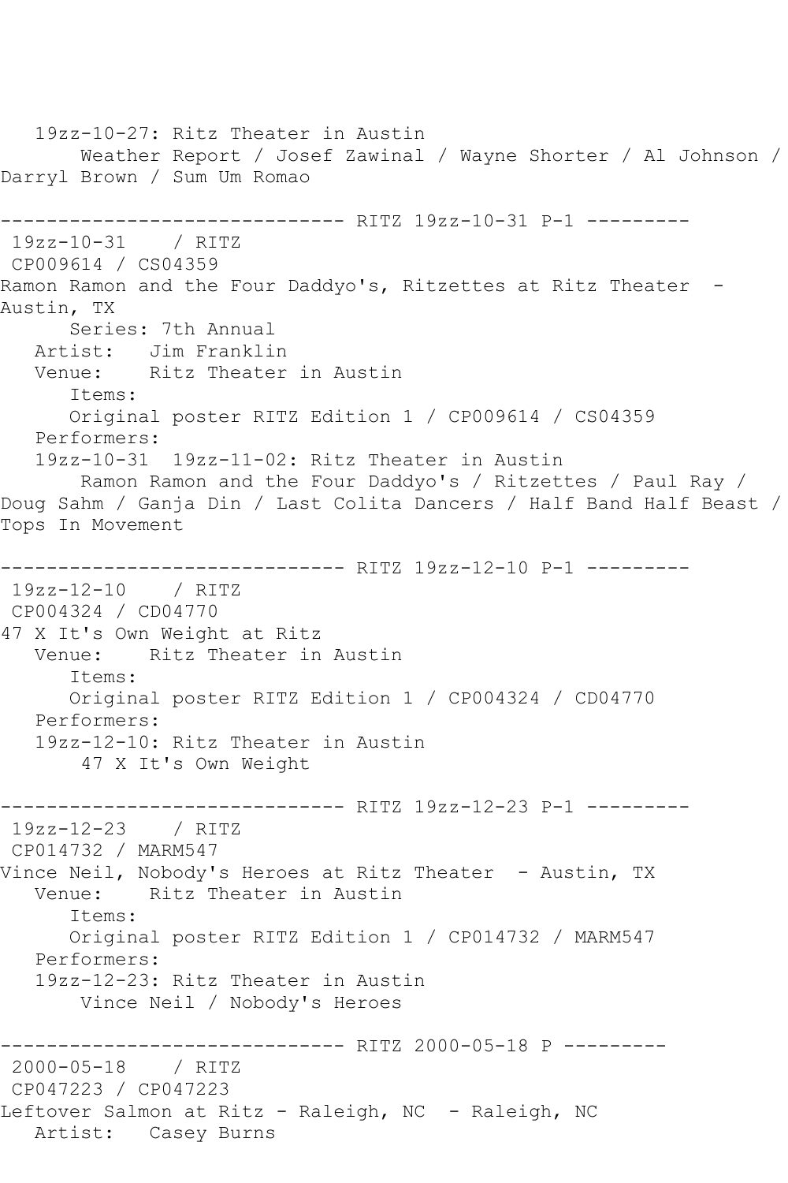19zz-10-27: Ritz Theater in Austin
Weather Report / Josef Zawinal / Wayne Shorter / Al Johnson / Darryl Brown / Sum Um Romao

------------------------------ RITZ 19zz-10-31 P-1 ---------

19zz-10-31 / RITZ
CP009614 / CS04359
Ramon Ramon and the Four Daddyo's, Ritzettes at Ritz Theater - Austin, TX
Series: 7th Annual
Artist: Jim Franklin
Venue: Ritz Theater in Austin
Items:
Original poster RITZ Edition 1 / CP009614 / CS04359
Performers:
19zz-10-31 19zz-11-02: Ritz Theater in Austin
Ramon Ramon and the Four Daddyo's / Ritzettes / Paul Ray / Doug Sahm / Ganja Din / Last Colita Dancers / Half Band Half Beast / Tops In Movement

------------------------------ RITZ 19zz-12-10 P-1 ---------

19zz-12-10 / RITZ
CP004324 / CD04770
47 X It's Own Weight at Ritz
Venue: Ritz Theater in Austin
Items:
Original poster RITZ Edition 1 / CP004324 / CD04770
Performers:
19zz-12-10: Ritz Theater in Austin
47 X It's Own Weight

------------------------------ RITZ 19zz-12-23 P-1 ---------

19zz-12-23 / RITZ
CP014732 / MARM547
Vince Neil, Nobody's Heroes at Ritz Theater - Austin, TX
Venue: Ritz Theater in Austin
Items:
Original poster RITZ Edition 1 / CP014732 / MARM547
Performers:
19zz-12-23: Ritz Theater in Austin
Vince Neil / Nobody's Heroes

------------------------------ RITZ 2000-05-18 P ---------

2000-05-18 / RITZ
CP047223 / CP047223
Leftover Salmon at Ritz - Raleigh, NC - Raleigh, NC
Artist: Casey Burns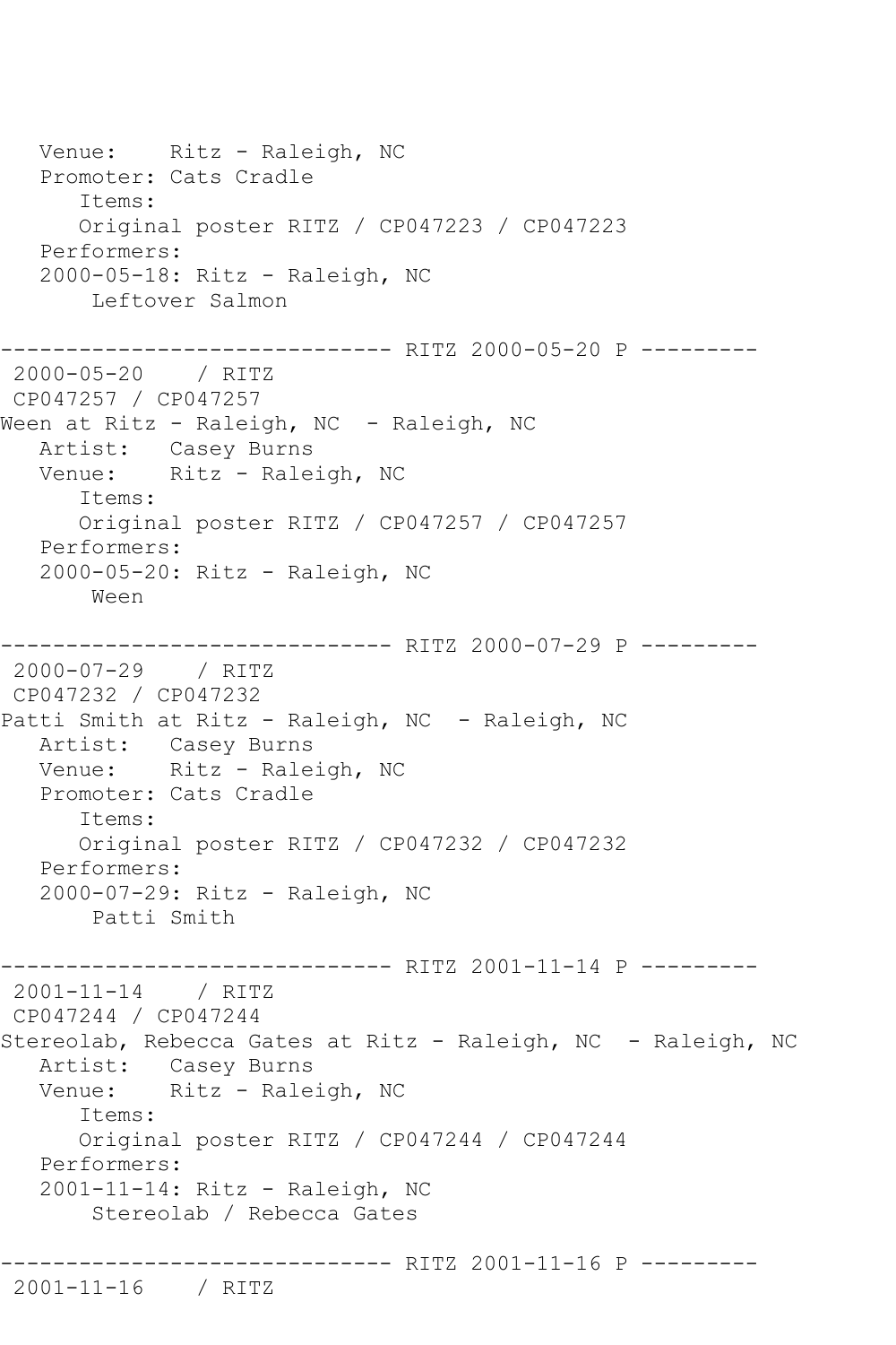```
   Venue:    Ritz - Raleigh, NC
   Promoter: Cats Cradle
      Items:
      Original poster RITZ / CP047223 / CP047223
   Performers:
   2000-05-18: Ritz - Raleigh, NC
       Leftover Salmon

------------------------------ RITZ 2000-05-20 P ---------
 2000-05-20    / RITZ
 CP047257 / CP047257
Ween at Ritz - Raleigh, NC  - Raleigh, NC
   Artist:   Casey Burns
   Venue:    Ritz - Raleigh, NC
      Items:
      Original poster RITZ / CP047257 / CP047257
   Performers:
   2000-05-20: Ritz - Raleigh, NC
       Ween

------------------------------ RITZ 2000-07-29 P ---------
 2000-07-29    / RITZ
 CP047232 / CP047232
Patti Smith at Ritz - Raleigh, NC  - Raleigh, NC
   Artist:   Casey Burns
   Venue:    Ritz - Raleigh, NC
   Promoter: Cats Cradle
      Items:
      Original poster RITZ / CP047232 / CP047232
   Performers:
   2000-07-29: Ritz - Raleigh, NC
       Patti Smith

------------------------------ RITZ 2001-11-14 P ---------
 2001-11-14    / RITZ
 CP047244 / CP047244
Stereolab, Rebecca Gates at Ritz - Raleigh, NC  - Raleigh, NC
   Artist:   Casey Burns
   Venue:    Ritz - Raleigh, NC
      Items:
      Original poster RITZ / CP047244 / CP047244
   Performers:
   2001-11-14: Ritz - Raleigh, NC
       Stereolab / Rebecca Gates

------------------------------ RITZ 2001-11-16 P ---------
 2001-11-16    / RITZ
```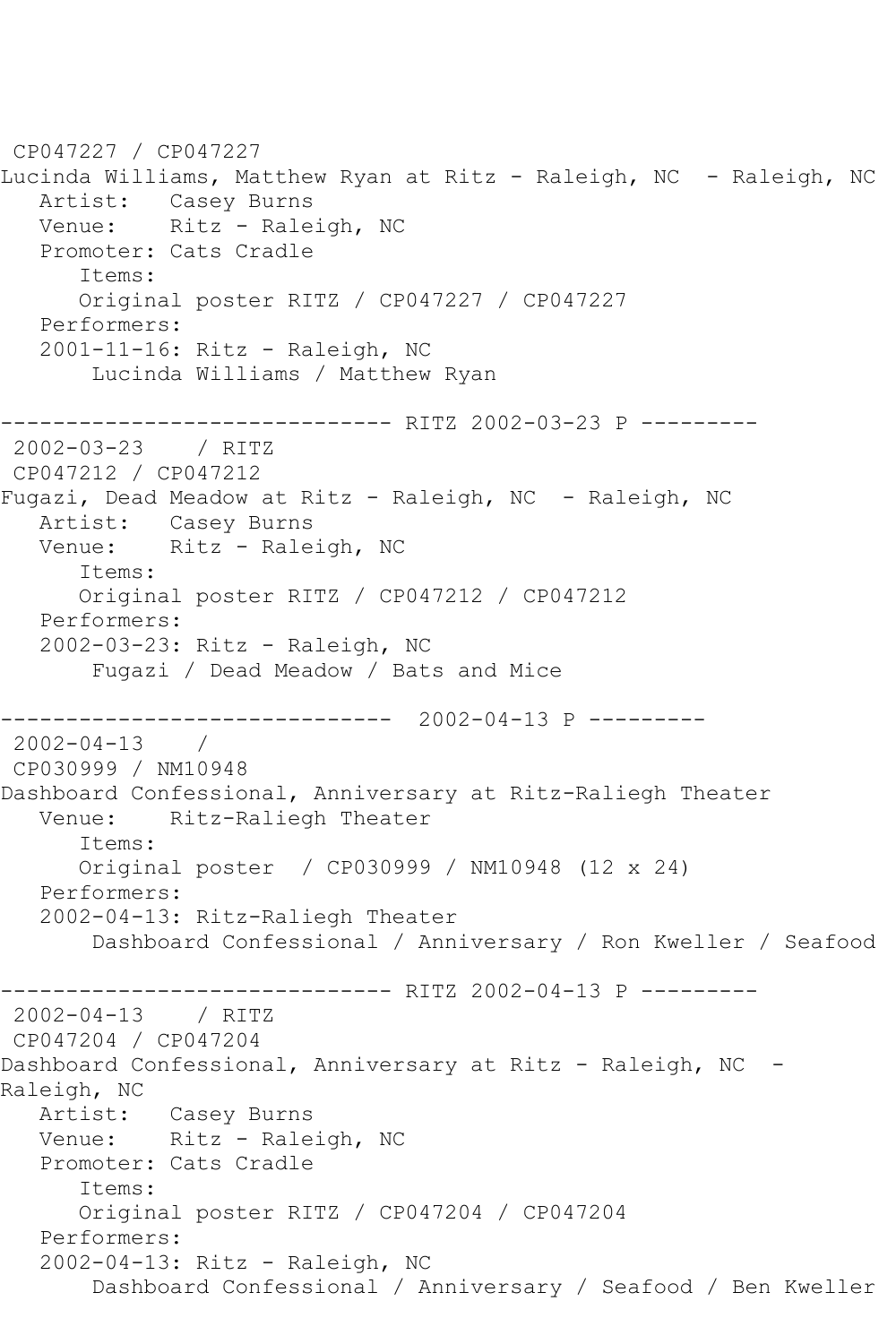CP047227 / CP047227
Lucinda Williams, Matthew Ryan at Ritz - Raleigh, NC  - Raleigh, NC
   Artist:   Casey Burns
   Venue:    Ritz - Raleigh, NC
   Promoter: Cats Cradle
      Items:
      Original poster RITZ / CP047227 / CP047227
   Performers:
   2001-11-16: Ritz - Raleigh, NC
       Lucinda Williams / Matthew Ryan

------------------------------ RITZ 2002-03-23 P ---------
 2002-03-23    / RITZ
 CP047212 / CP047212
Fugazi, Dead Meadow at Ritz - Raleigh, NC  - Raleigh, NC
   Artist:   Casey Burns
   Venue:    Ritz - Raleigh, NC
      Items:
      Original poster RITZ / CP047212 / CP047212
   Performers:
   2002-03-23: Ritz - Raleigh, NC
       Fugazi / Dead Meadow / Bats and Mice

------------------------------  2002-04-13 P ---------
 2002-04-13    /
 CP030999 / NM10948
Dashboard Confessional, Anniversary at Ritz-Raliegh Theater
   Venue:    Ritz-Raliegh Theater
      Items:
      Original poster  / CP030999 / NM10948 (12 x 24)
   Performers:
   2002-04-13: Ritz-Raliegh Theater
       Dashboard Confessional / Anniversary / Ron Kweller / Seafood

------------------------------ RITZ 2002-04-13 P ---------
 2002-04-13    / RITZ
 CP047204 / CP047204
Dashboard Confessional, Anniversary at Ritz - Raleigh, NC  - Raleigh, NC
   Artist:   Casey Burns
   Venue:    Ritz - Raleigh, NC
   Promoter: Cats Cradle
      Items:
      Original poster RITZ / CP047204 / CP047204
   Performers:
   2002-04-13: Ritz - Raleigh, NC
       Dashboard Confessional / Anniversary / Seafood / Ben Kweller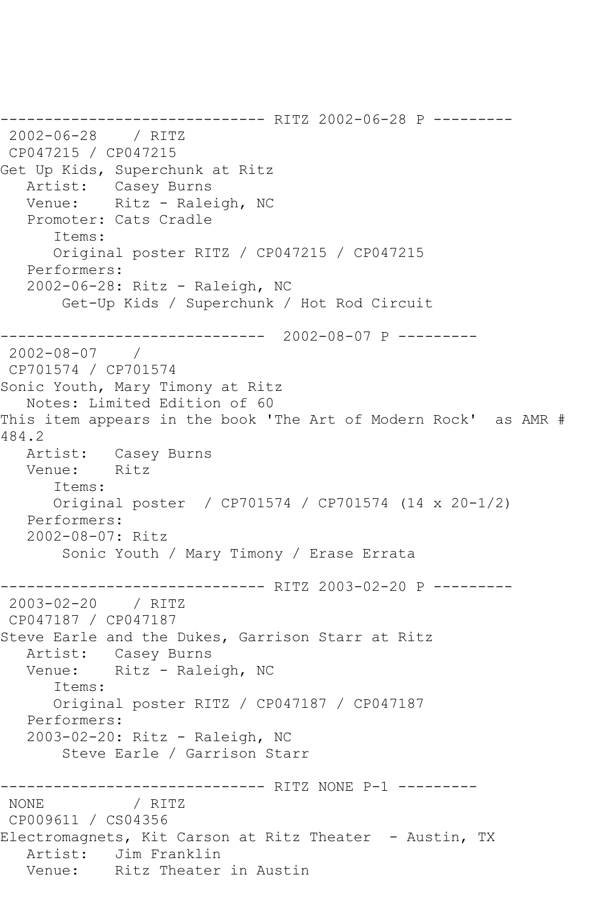```
------------------------------ RITZ 2002-06-28 P ---------
 2002-06-28    / RITZ
 CP047215 / CP047215
Get Up Kids, Superchunk at Ritz
   Artist:   Casey Burns
   Venue:    Ritz - Raleigh, NC
   Promoter: Cats Cradle
      Items:
      Original poster RITZ / CP047215 / CP047215
   Performers:
   2002-06-28: Ritz - Raleigh, NC
       Get-Up Kids / Superchunk / Hot Rod Circuit

------------------------------  2002-08-07 P ---------
 2002-08-07    /
 CP701574 / CP701574
Sonic Youth, Mary Timony at Ritz
   Notes: Limited Edition of 60
This item appears in the book 'The Art of Modern Rock'  as AMR #
484.2
   Artist:   Casey Burns
   Venue:    Ritz
      Items:
      Original poster  / CP701574 / CP701574 (14 x 20-1/2)
   Performers:
   2002-08-07: Ritz
       Sonic Youth / Mary Timony / Erase Errata

------------------------------ RITZ 2003-02-20 P ---------
 2003-02-20    / RITZ
 CP047187 / CP047187
Steve Earle and the Dukes, Garrison Starr at Ritz
   Artist:   Casey Burns
   Venue:    Ritz - Raleigh, NC
      Items:
      Original poster RITZ / CP047187 / CP047187
   Performers:
   2003-02-20: Ritz - Raleigh, NC
       Steve Earle / Garrison Starr

------------------------------ RITZ NONE P-1 ---------
 NONE          / RITZ
 CP009611 / CS04356
Electromagnets, Kit Carson at Ritz Theater  - Austin, TX
   Artist:   Jim Franklin
   Venue:    Ritz Theater in Austin
```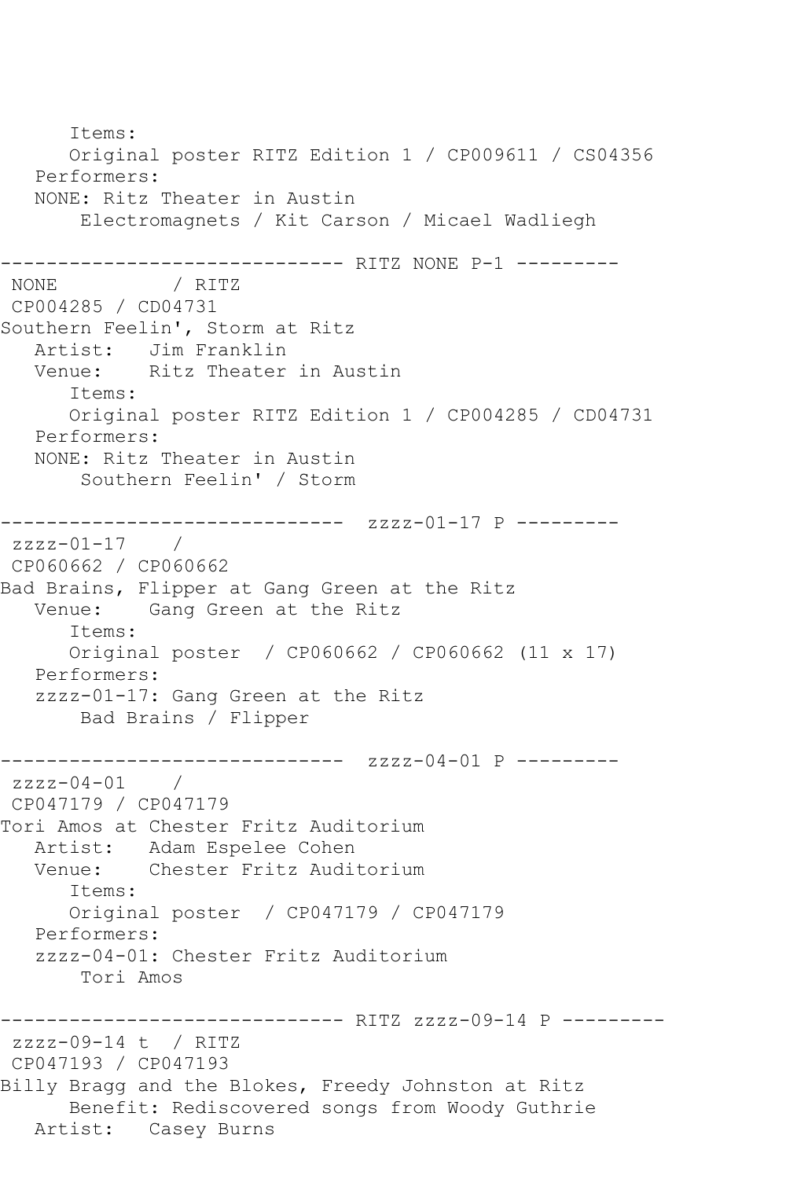```
      Items:
      Original poster RITZ Edition 1 / CP009611 / CS04356
   Performers:
   NONE: Ritz Theater in Austin
        Electromagnets / Kit Carson / Micael Wadliegh

------------------------------ RITZ NONE P-1 ---------
 NONE           / RITZ
 CP004285 / CD04731
Southern Feelin', Storm at Ritz
   Artist:   Jim Franklin
   Venue:    Ritz Theater in Austin
      Items:
      Original poster RITZ Edition 1 / CP004285 / CD04731
   Performers:
   NONE: Ritz Theater in Austin
        Southern Feelin' / Storm

------------------------------  zzzz-01-17 P ---------
 zzzz-01-17    /
 CP060662 / CP060662
Bad Brains, Flipper at Gang Green at the Ritz
   Venue:    Gang Green at the Ritz
      Items:
      Original poster  / CP060662 / CP060662 (11 x 17)
   Performers:
   zzzz-01-17: Gang Green at the Ritz
        Bad Brains / Flipper

------------------------------  zzzz-04-01 P ---------
 zzzz-04-01    /
 CP047179 / CP047179
Tori Amos at Chester Fritz Auditorium
   Artist:   Adam Espelee Cohen
   Venue:    Chester Fritz Auditorium
      Items:
      Original poster  / CP047179 / CP047179
   Performers:
   zzzz-04-01: Chester Fritz Auditorium
        Tori Amos

------------------------------ RITZ zzzz-09-14 P ---------
 zzzz-09-14 t  / RITZ
 CP047193 / CP047193
Billy Bragg and the Blokes, Freedy Johnston at Ritz
      Benefit: Rediscovered songs from Woody Guthrie
   Artist:   Casey Burns
```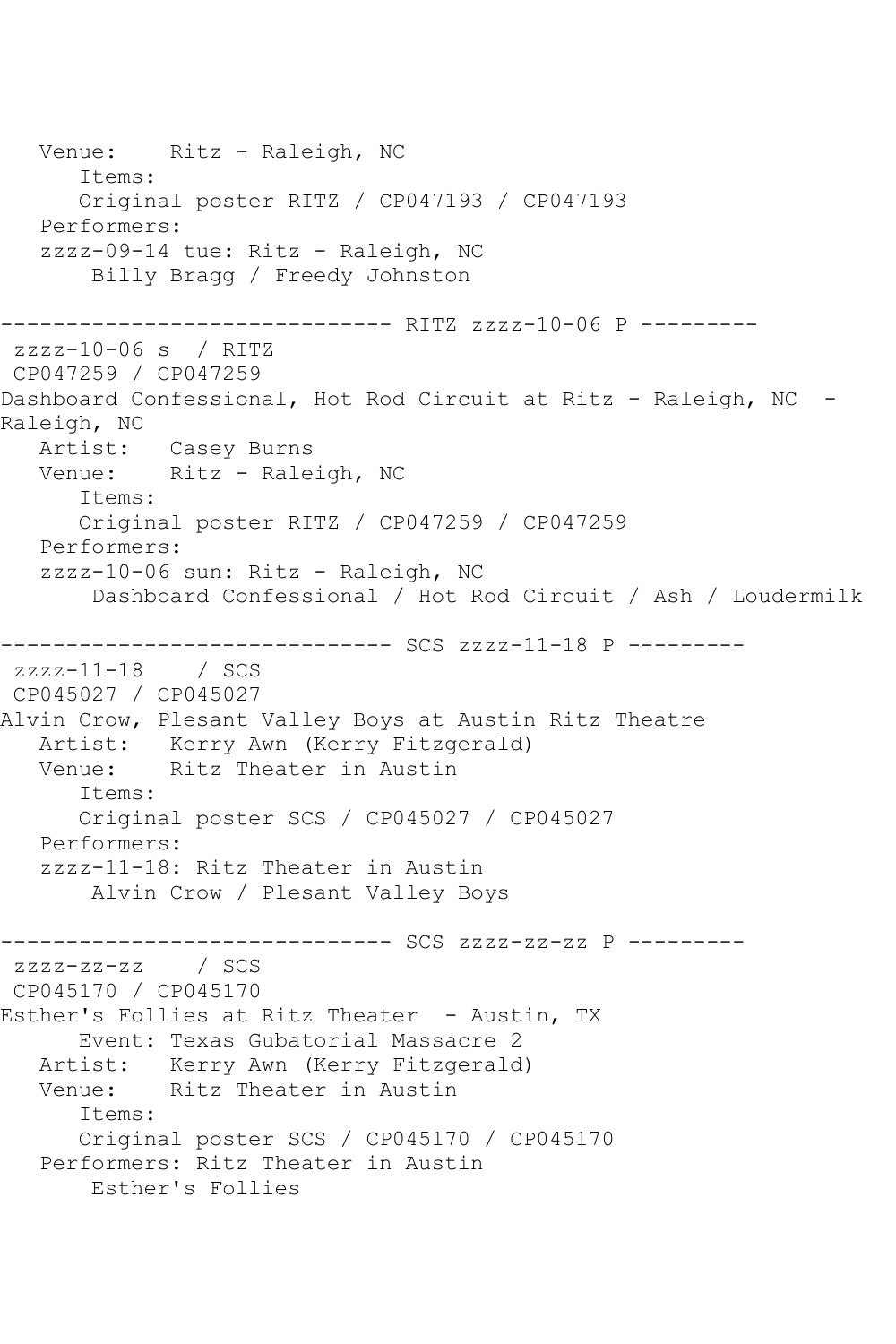```
   Venue:    Ritz - Raleigh, NC
      Items:
      Original poster RITZ / CP047193 / CP047193
   Performers:
   zzzz-09-14 tue: Ritz - Raleigh, NC
       Billy Bragg / Freedy Johnston

------------------------------ RITZ zzzz-10-06 P ---------
 zzzz-10-06 s  / RITZ
 CP047259 / CP047259
Dashboard Confessional, Hot Rod Circuit at Ritz - Raleigh, NC  -
Raleigh, NC
   Artist:   Casey Burns
   Venue:    Ritz - Raleigh, NC
      Items:
      Original poster RITZ / CP047259 / CP047259
   Performers:
   zzzz-10-06 sun: Ritz - Raleigh, NC
       Dashboard Confessional / Hot Rod Circuit / Ash / Loudermilk

------------------------------ SCS zzzz-11-18 P ---------
 zzzz-11-18    / SCS
 CP045027 / CP045027
Alvin Crow, Plesant Valley Boys at Austin Ritz Theatre
   Artist:   Kerry Awn (Kerry Fitzgerald)
   Venue:    Ritz Theater in Austin
      Items:
      Original poster SCS / CP045027 / CP045027
   Performers:
   zzzz-11-18: Ritz Theater in Austin
       Alvin Crow / Plesant Valley Boys

------------------------------ SCS zzzz-zz-zz P ---------
 zzzz-zz-zz    / SCS
 CP045170 / CP045170
Esther's Follies at Ritz Theater  - Austin, TX
      Event: Texas Gubatorial Massacre 2
   Artist:   Kerry Awn (Kerry Fitzgerald)
   Venue:    Ritz Theater in Austin
      Items:
      Original poster SCS / CP045170 / CP045170
   Performers: Ritz Theater in Austin
       Esther's Follies
```